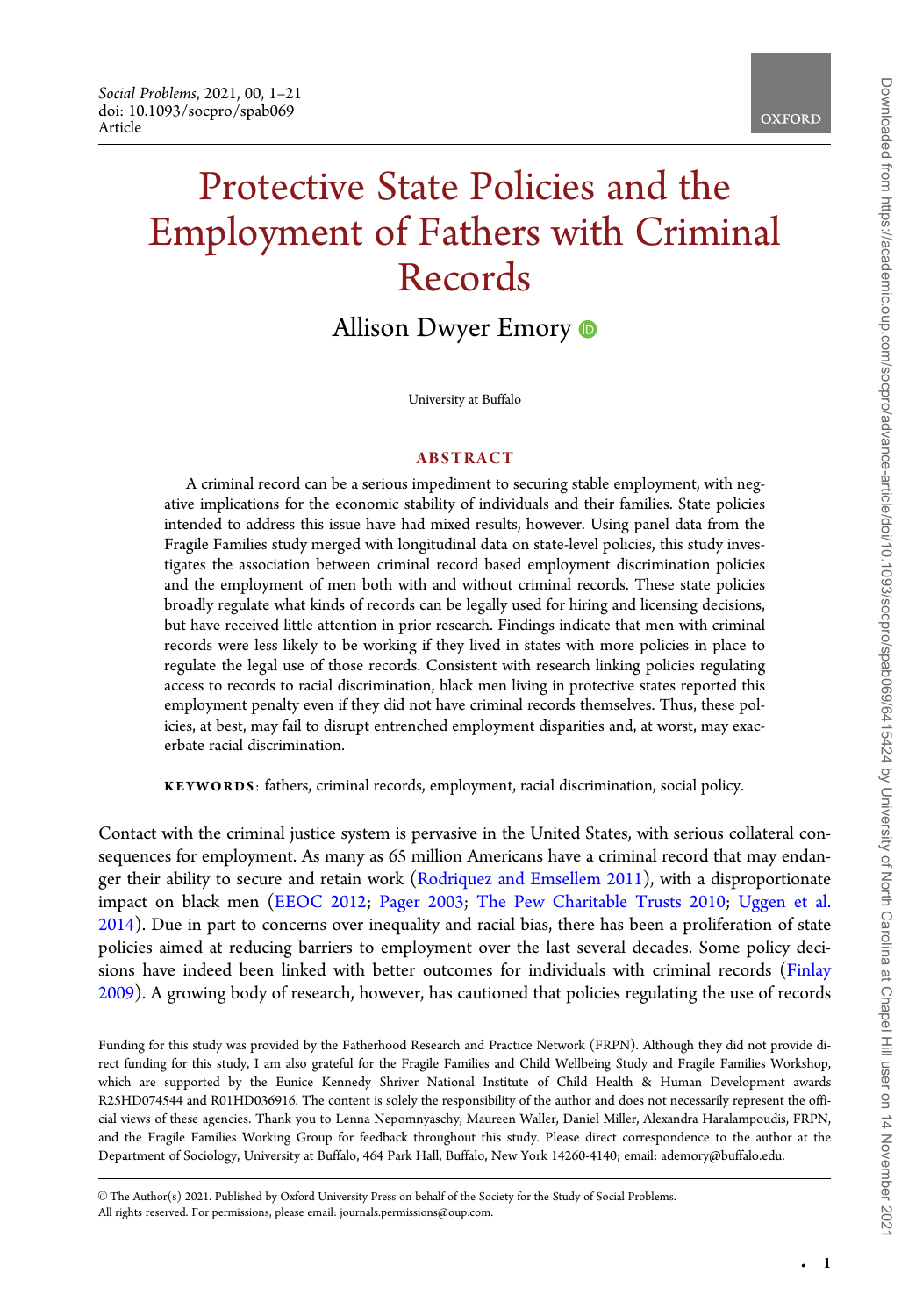Social Problems, 2021, 00, 1–21
doi: 10.1093/socpro/spab069
Article

# Protective State Policies and the Employment of Fathers with Criminal Records

Allison Dwyer Emory

University at Buffalo

## ABSTRACT

A criminal record can be a serious impediment to securing stable employment, with negative implications for the economic stability of individuals and their families. State policies intended to address this issue have had mixed results, however. Using panel data from the Fragile Families study merged with longitudinal data on state-level policies, this study investigates the association between criminal record based employment discrimination policies and the employment of men both with and without criminal records. These state policies broadly regulate what kinds of records can be legally used for hiring and licensing decisions, but have received little attention in prior research. Findings indicate that men with criminal records were less likely to be working if they lived in states with more policies in place to regulate the legal use of those records. Consistent with research linking policies regulating access to records to racial discrimination, black men living in protective states reported this employment penalty even if they did not have criminal records themselves. Thus, these policies, at best, may fail to disrupt entrenched employment disparities and, at worst, may exacerbate racial discrimination.

**KEYWORDS**: fathers, criminal records, employment, racial discrimination, social policy.

Contact with the criminal justice system is pervasive in the United States, with serious collateral consequences for employment. As many as 65 million Americans have a criminal record that may endanger their ability to secure and retain work (Rodriquez and Emsellem 2011), with a disproportionate impact on black men (EEOC 2012; Pager 2003; The Pew Charitable Trusts 2010; Uggen et al. 2014). Due in part to concerns over inequality and racial bias, there has been a proliferation of state policies aimed at reducing barriers to employment over the last several decades. Some policy decisions have indeed been linked with better outcomes for individuals with criminal records (Finlay 2009). A growing body of research, however, has cautioned that policies regulating the use of records

Funding for this study was provided by the Fatherhood Research and Practice Network (FRPN). Although they did not provide direct funding for this study, I am also grateful for the Fragile Families and Child Wellbeing Study and Fragile Families Workshop, which are supported by the Eunice Kennedy Shriver National Institute of Child Health & Human Development awards R25HD074544 and R01HD036916. The content is solely the responsibility of the author and does not necessarily represent the official views of these agencies. Thank you to Lenna Nepomnyaschy, Maureen Waller, Daniel Miller, Alexandra Haralampoudis, FRPN, and the Fragile Families Working Group for feedback throughout this study. Please direct correspondence to the author at the Department of Sociology, University at Buffalo, 464 Park Hall, Buffalo, New York 14260-4140; email: ademory@buffalo.edu.

© The Author(s) 2021. Published by Oxford University Press on behalf of the Society for the Study of Social Problems.
All rights reserved. For permissions, please email: journals.permissions@oup.com.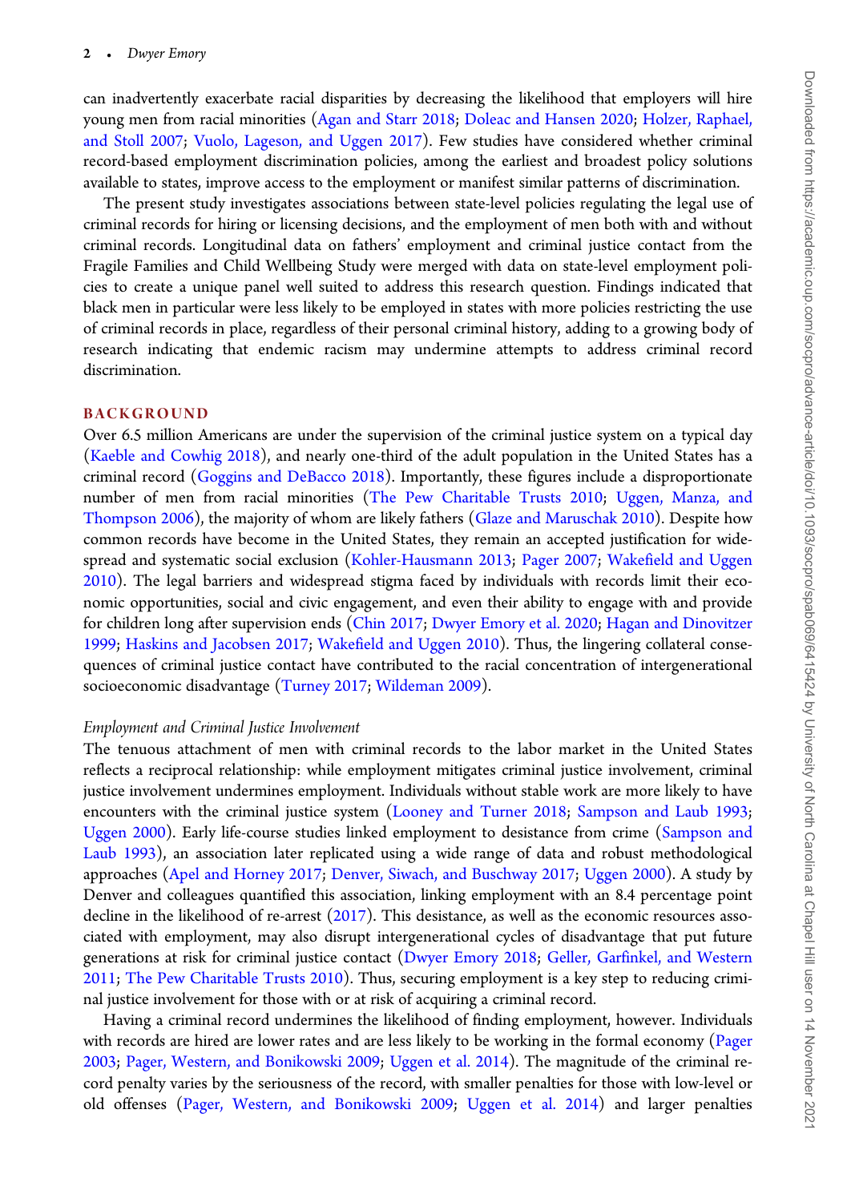can inadvertently exacerbate racial disparities by decreasing the likelihood that employers will hire young men from racial minorities (Agan and Starr 2018; Doleac and Hansen 2020; Holzer, Raphael, and Stoll 2007; Vuolo, Lageson, and Uggen 2017). Few studies have considered whether criminal record-based employment discrimination policies, among the earliest and broadest policy solutions available to states, improve access to the employment or manifest similar patterns of discrimination.

The present study investigates associations between state-level policies regulating the legal use of criminal records for hiring or licensing decisions, and the employment of men both with and without criminal records. Longitudinal data on fathers' employment and criminal justice contact from the Fragile Families and Child Wellbeing Study were merged with data on state-level employment policies to create a unique panel well suited to address this research question. Findings indicated that black men in particular were less likely to be employed in states with more policies restricting the use of criminal records in place, regardless of their personal criminal history, adding to a growing body of research indicating that endemic racism may undermine attempts to address criminal record discrimination.

## BACKGROUND

Over 6.5 million Americans are under the supervision of the criminal justice system on a typical day (Kaeble and Cowhig 2018), and nearly one-third of the adult population in the United States has a criminal record (Goggins and DeBacco 2018). Importantly, these figures include a disproportionate number of men from racial minorities (The Pew Charitable Trusts 2010; Uggen, Manza, and Thompson 2006), the majority of whom are likely fathers (Glaze and Maruschak 2010). Despite how common records have become in the United States, they remain an accepted justification for widespread and systematic social exclusion (Kohler-Hausmann 2013; Pager 2007; Wakefield and Uggen 2010). The legal barriers and widespread stigma faced by individuals with records limit their economic opportunities, social and civic engagement, and even their ability to engage with and provide for children long after supervision ends (Chin 2017; Dwyer Emory et al. 2020; Hagan and Dinovitzer 1999; Haskins and Jacobsen 2017; Wakefield and Uggen 2010). Thus, the lingering collateral consequences of criminal justice contact have contributed to the racial concentration of intergenerational socioeconomic disadvantage (Turney 2017; Wildeman 2009).

### *Employment and Criminal Justice Involvement*

The tenuous attachment of men with criminal records to the labor market in the United States reflects a reciprocal relationship: while employment mitigates criminal justice involvement, criminal justice involvement undermines employment. Individuals without stable work are more likely to have encounters with the criminal justice system (Looney and Turner 2018; Sampson and Laub 1993; Uggen 2000). Early life-course studies linked employment to desistance from crime (Sampson and Laub 1993), an association later replicated using a wide range of data and robust methodological approaches (Apel and Horney 2017; Denver, Siwach, and Buschway 2017; Uggen 2000). A study by Denver and colleagues quantified this association, linking employment with an 8.4 percentage point decline in the likelihood of re-arrest (2017). This desistance, as well as the economic resources associated with employment, may also disrupt intergenerational cycles of disadvantage that put future generations at risk for criminal justice contact (Dwyer Emory 2018; Geller, Garfinkel, and Western 2011; The Pew Charitable Trusts 2010). Thus, securing employment is a key step to reducing criminal justice involvement for those with or at risk of acquiring a criminal record.

Having a criminal record undermines the likelihood of finding employment, however. Individuals with records are hired are lower rates and are less likely to be working in the formal economy (Pager 2003; Pager, Western, and Bonikowski 2009; Uggen et al. 2014). The magnitude of the criminal record penalty varies by the seriousness of the record, with smaller penalties for those with low-level or old offenses (Pager, Western, and Bonikowski 2009; Uggen et al. 2014) and larger penalties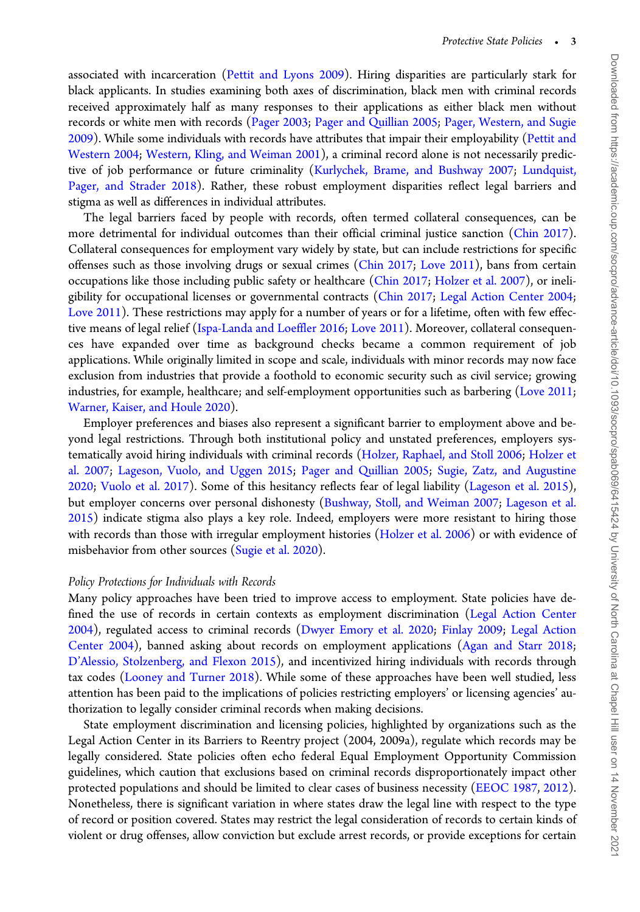associated with incarceration (Pettit and Lyons 2009). Hiring disparities are particularly stark for black applicants. In studies examining both axes of discrimination, black men with criminal records received approximately half as many responses to their applications as either black men without records or white men with records (Pager 2003; Pager and Quillian 2005; Pager, Western, and Sugie 2009). While some individuals with records have attributes that impair their employability (Pettit and Western 2004; Western, Kling, and Weiman 2001), a criminal record alone is not necessarily predictive of job performance or future criminality (Kurlychek, Brame, and Bushway 2007; Lundquist, Pager, and Strader 2018). Rather, these robust employment disparities reflect legal barriers and stigma as well as differences in individual attributes.

The legal barriers faced by people with records, often termed collateral consequences, can be more detrimental for individual outcomes than their official criminal justice sanction (Chin 2017). Collateral consequences for employment vary widely by state, but can include restrictions for specific offenses such as those involving drugs or sexual crimes (Chin 2017; Love 2011), bans from certain occupations like those including public safety or healthcare (Chin 2017; Holzer et al. 2007), or ineligibility for occupational licenses or governmental contracts (Chin 2017; Legal Action Center 2004; Love 2011). These restrictions may apply for a number of years or for a lifetime, often with few effective means of legal relief (Ispa-Landa and Loeffler 2016; Love 2011). Moreover, collateral consequences have expanded over time as background checks became a common requirement of job applications. While originally limited in scope and scale, individuals with minor records may now face exclusion from industries that provide a foothold to economic security such as civil service; growing industries, for example, healthcare; and self-employment opportunities such as barbering (Love 2011; Warner, Kaiser, and Houle 2020).

Employer preferences and biases also represent a significant barrier to employment above and beyond legal restrictions. Through both institutional policy and unstated preferences, employers systematically avoid hiring individuals with criminal records (Holzer, Raphael, and Stoll 2006; Holzer et al. 2007; Lageson, Vuolo, and Uggen 2015; Pager and Quillian 2005; Sugie, Zatz, and Augustine 2020; Vuolo et al. 2017). Some of this hesitancy reflects fear of legal liability (Lageson et al. 2015), but employer concerns over personal dishonesty (Bushway, Stoll, and Weiman 2007; Lageson et al. 2015) indicate stigma also plays a key role. Indeed, employers were more resistant to hiring those with records than those with irregular employment histories (Holzer et al. 2006) or with evidence of misbehavior from other sources (Sugie et al. 2020).

### *Policy Protections for Individuals with Records*

Many policy approaches have been tried to improve access to employment. State policies have defined the use of records in certain contexts as employment discrimination (Legal Action Center 2004), regulated access to criminal records (Dwyer Emory et al. 2020; Finlay 2009; Legal Action Center 2004), banned asking about records on employment applications (Agan and Starr 2018; D'Alessio, Stolzenberg, and Flexon 2015), and incentivized hiring individuals with records through tax codes (Looney and Turner 2018). While some of these approaches have been well studied, less attention has been paid to the implications of policies restricting employers' or licensing agencies' authorization to legally consider criminal records when making decisions.

State employment discrimination and licensing policies, highlighted by organizations such as the Legal Action Center in its Barriers to Reentry project (2004, 2009a), regulate which records may be legally considered. State policies often echo federal Equal Employment Opportunity Commission guidelines, which caution that exclusions based on criminal records disproportionately impact other protected populations and should be limited to clear cases of business necessity (EEOC 1987, 2012). Nonetheless, there is significant variation in where states draw the legal line with respect to the type of record or position covered. States may restrict the legal consideration of records to certain kinds of violent or drug offenses, allow conviction but exclude arrest records, or provide exceptions for certain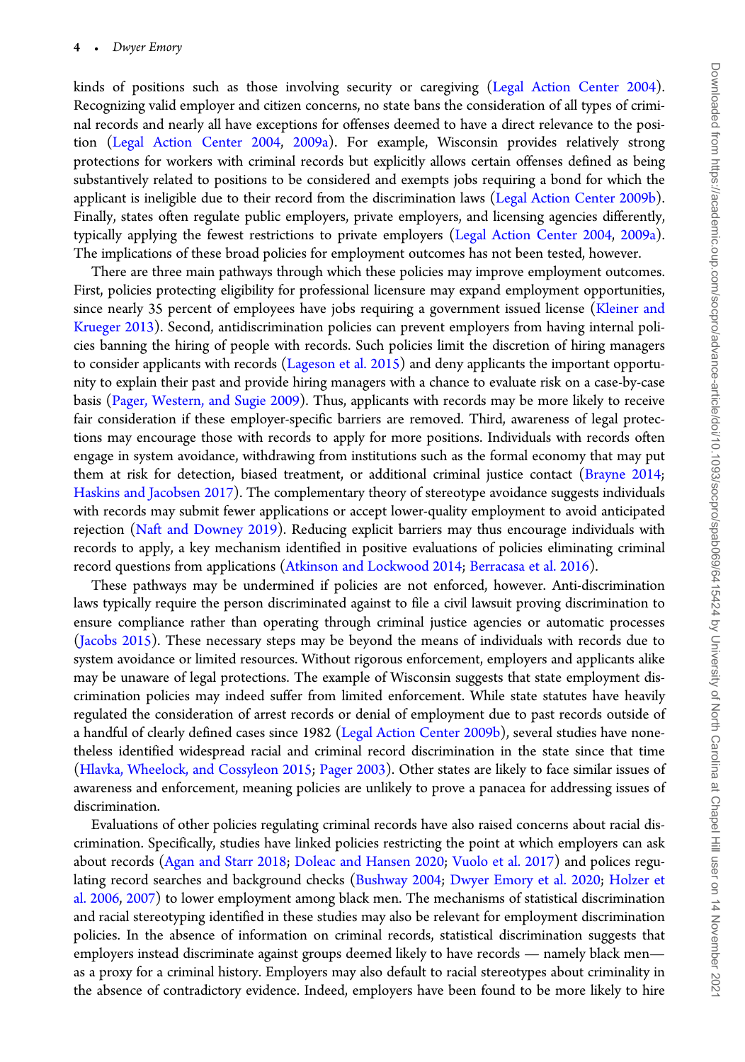kinds of positions such as those involving security or caregiving (Legal Action Center 2004). Recognizing valid employer and citizen concerns, no state bans the consideration of all types of criminal records and nearly all have exceptions for offenses deemed to have a direct relevance to the position (Legal Action Center 2004, 2009a). For example, Wisconsin provides relatively strong protections for workers with criminal records but explicitly allows certain offenses defined as being substantively related to positions to be considered and exempts jobs requiring a bond for which the applicant is ineligible due to their record from the discrimination laws (Legal Action Center 2009b). Finally, states often regulate public employers, private employers, and licensing agencies differently, typically applying the fewest restrictions to private employers (Legal Action Center 2004, 2009a). The implications of these broad policies for employment outcomes has not been tested, however.

There are three main pathways through which these policies may improve employment outcomes. First, policies protecting eligibility for professional licensure may expand employment opportunities, since nearly 35 percent of employees have jobs requiring a government issued license (Kleiner and Krueger 2013). Second, antidiscrimination policies can prevent employers from having internal policies banning the hiring of people with records. Such policies limit the discretion of hiring managers to consider applicants with records (Lageson et al. 2015) and deny applicants the important opportunity to explain their past and provide hiring managers with a chance to evaluate risk on a case-by-case basis (Pager, Western, and Sugie 2009). Thus, applicants with records may be more likely to receive fair consideration if these employer-specific barriers are removed. Third, awareness of legal protections may encourage those with records to apply for more positions. Individuals with records often engage in system avoidance, withdrawing from institutions such as the formal economy that may put them at risk for detection, biased treatment, or additional criminal justice contact (Brayne 2014; Haskins and Jacobsen 2017). The complementary theory of stereotype avoidance suggests individuals with records may submit fewer applications or accept lower-quality employment to avoid anticipated rejection (Naft and Downey 2019). Reducing explicit barriers may thus encourage individuals with records to apply, a key mechanism identified in positive evaluations of policies eliminating criminal record questions from applications (Atkinson and Lockwood 2014; Berracasa et al. 2016).

These pathways may be undermined if policies are not enforced, however. Anti-discrimination laws typically require the person discriminated against to file a civil lawsuit proving discrimination to ensure compliance rather than operating through criminal justice agencies or automatic processes (Jacobs 2015). These necessary steps may be beyond the means of individuals with records due to system avoidance or limited resources. Without rigorous enforcement, employers and applicants alike may be unaware of legal protections. The example of Wisconsin suggests that state employment discrimination policies may indeed suffer from limited enforcement. While state statutes have heavily regulated the consideration of arrest records or denial of employment due to past records outside of a handful of clearly defined cases since 1982 (Legal Action Center 2009b), several studies have nonetheless identified widespread racial and criminal record discrimination in the state since that time (Hlavka, Wheelock, and Cossyleon 2015; Pager 2003). Other states are likely to face similar issues of awareness and enforcement, meaning policies are unlikely to prove a panacea for addressing issues of discrimination.

Evaluations of other policies regulating criminal records have also raised concerns about racial discrimination. Specifically, studies have linked policies restricting the point at which employers can ask about records (Agan and Starr 2018; Doleac and Hansen 2020; Vuolo et al. 2017) and polices regulating record searches and background checks (Bushway 2004; Dwyer Emory et al. 2020; Holzer et al. 2006, 2007) to lower employment among black men. The mechanisms of statistical discrimination and racial stereotyping identified in these studies may also be relevant for employment discrimination policies. In the absence of information on criminal records, statistical discrimination suggests that employers instead discriminate against groups deemed likely to have records — namely black men— as a proxy for a criminal history. Employers may also default to racial stereotypes about criminality in the absence of contradictory evidence. Indeed, employers have been found to be more likely to hire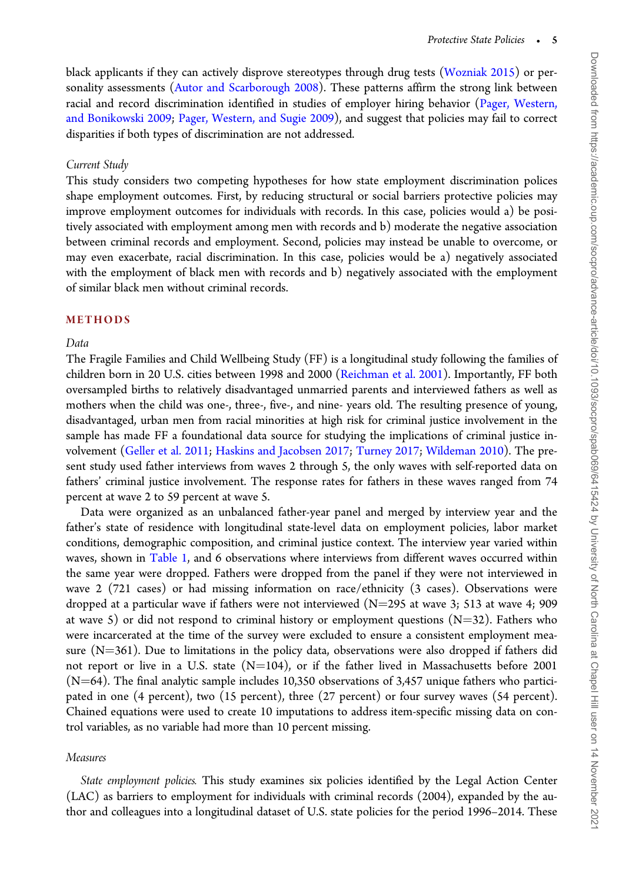black applicants if they can actively disprove stereotypes through drug tests (Wozniak 2015) or personality assessments (Autor and Scarborough 2008). These patterns affirm the strong link between racial and record discrimination identified in studies of employer hiring behavior (Pager, Western, and Bonikowski 2009; Pager, Western, and Sugie 2009), and suggest that policies may fail to correct disparities if both types of discrimination are not addressed.

### *Current Study*

This study considers two competing hypotheses for how state employment discrimination polices shape employment outcomes. First, by reducing structural or social barriers protective policies may improve employment outcomes for individuals with records. In this case, policies would a) be positively associated with employment among men with records and b) moderate the negative association between criminal records and employment. Second, policies may instead be unable to overcome, or may even exacerbate, racial discrimination. In this case, policies would be a) negatively associated with the employment of black men with records and b) negatively associated with the employment of similar black men without criminal records.

## METHODS

### *Data*

The Fragile Families and Child Wellbeing Study (FF) is a longitudinal study following the families of children born in 20 U.S. cities between 1998 and 2000 (Reichman et al. 2001). Importantly, FF both oversampled births to relatively disadvantaged unmarried parents and interviewed fathers as well as mothers when the child was one-, three-, five-, and nine- years old. The resulting presence of young, disadvantaged, urban men from racial minorities at high risk for criminal justice involvement in the sample has made FF a foundational data source for studying the implications of criminal justice involvement (Geller et al. 2011; Haskins and Jacobsen 2017; Turney 2017; Wildeman 2010). The present study used father interviews from waves 2 through 5, the only waves with self-reported data on fathers' criminal justice involvement. The response rates for fathers in these waves ranged from 74 percent at wave 2 to 59 percent at wave 5.

Data were organized as an unbalanced father-year panel and merged by interview year and the father's state of residence with longitudinal state-level data on employment policies, labor market conditions, demographic composition, and criminal justice context. The interview year varied within waves, shown in Table 1, and 6 observations where interviews from different waves occurred within the same year were dropped. Fathers were dropped from the panel if they were not interviewed in wave 2 (721 cases) or had missing information on race/ethnicity (3 cases). Observations were dropped at a particular wave if fathers were not interviewed (N=295 at wave 3; 513 at wave 4; 909 at wave 5) or did not respond to criminal history or employment questions (N=32). Fathers who were incarcerated at the time of the survey were excluded to ensure a consistent employment measure (N=361). Due to limitations in the policy data, observations were also dropped if fathers did not report or live in a U.S. state (N=104), or if the father lived in Massachusetts before 2001 (N=64). The final analytic sample includes 10,350 observations of 3,457 unique fathers who participated in one (4 percent), two (15 percent), three (27 percent) or four survey waves (54 percent). Chained equations were used to create 10 imputations to address item-specific missing data on control variables, as no variable had more than 10 percent missing.

### *Measures*

*State employment policies.* This study examines six policies identified by the Legal Action Center (LAC) as barriers to employment for individuals with criminal records (2004), expanded by the author and colleagues into a longitudinal dataset of U.S. state policies for the period 1996–2014. These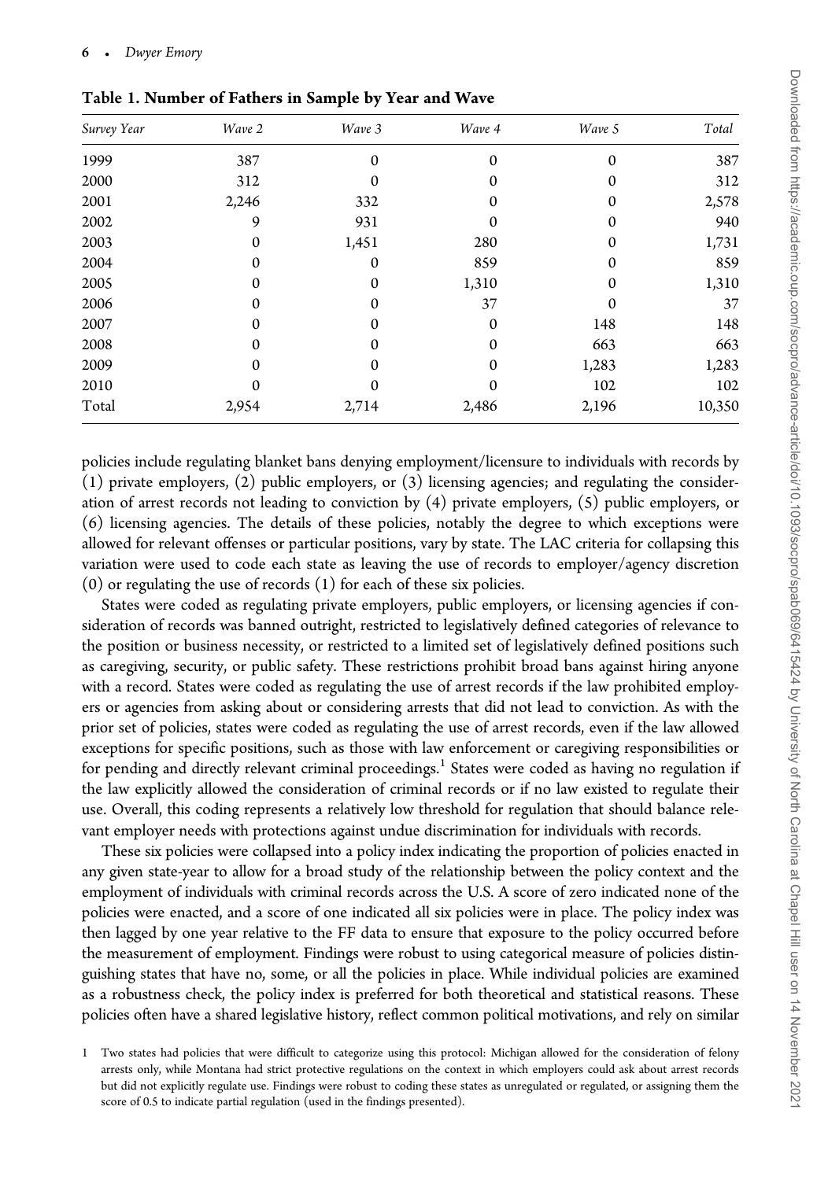**Table 1. Number of Fathers in Sample by Year and Wave**

| *Survey Year* | *Wave 2* | *Wave 3* | *Wave 4* | *Wave 5* | *Total* |
|---|---|---|---|---|---|
| 1999 | 387 | 0 | 0 | 0 | 387 |
| 2000 | 312 | 0 | 0 | 0 | 312 |
| 2001 | 2,246 | 332 | 0 | 0 | 2,578 |
| 2002 | 9 | 931 | 0 | 0 | 940 |
| 2003 | 0 | 1,451 | 280 | 0 | 1,731 |
| 2004 | 0 | 0 | 859 | 0 | 859 |
| 2005 | 0 | 0 | 1,310 | 0 | 1,310 |
| 2006 | 0 | 0 | 37 | 0 | 37 |
| 2007 | 0 | 0 | 0 | 148 | 148 |
| 2008 | 0 | 0 | 0 | 663 | 663 |
| 2009 | 0 | 0 | 0 | 1,283 | 1,283 |
| 2010 | 0 | 0 | 0 | 102 | 102 |
| Total | 2,954 | 2,714 | 2,486 | 2,196 | 10,350 |

policies include regulating blanket bans denying employment/licensure to individuals with records by (1) private employers, (2) public employers, or (3) licensing agencies; and regulating the consideration of arrest records not leading to conviction by (4) private employers, (5) public employers, or (6) licensing agencies. The details of these policies, notably the degree to which exceptions were allowed for relevant offenses or particular positions, vary by state. The LAC criteria for collapsing this variation were used to code each state as leaving the use of records to employer/agency discretion (0) or regulating the use of records (1) for each of these six policies.

States were coded as regulating private employers, public employers, or licensing agencies if consideration of records was banned outright, restricted to legislatively defined categories of relevance to the position or business necessity, or restricted to a limited set of legislatively defined positions such as caregiving, security, or public safety. These restrictions prohibit broad bans against hiring anyone with a record. States were coded as regulating the use of arrest records if the law prohibited employers or agencies from asking about or considering arrests that did not lead to conviction. As with the prior set of policies, states were coded as regulating the use of arrest records, even if the law allowed exceptions for specific positions, such as those with law enforcement or caregiving responsibilities or for pending and directly relevant criminal proceedings.[1] States were coded as having no regulation if the law explicitly allowed the consideration of criminal records or if no law existed to regulate their use. Overall, this coding represents a relatively low threshold for regulation that should balance relevant employer needs with protections against undue discrimination for individuals with records.

These six policies were collapsed into a policy index indicating the proportion of policies enacted in any given state-year to allow for a broad study of the relationship between the policy context and the employment of individuals with criminal records across the U.S. A score of zero indicated none of the policies were enacted, and a score of one indicated all six policies were in place. The policy index was then lagged by one year relative to the FF data to ensure that exposure to the policy occurred before the measurement of employment. Findings were robust to using categorical measure of policies distinguishing states that have no, some, or all the policies in place. While individual policies are examined as a robustness check, the policy index is preferred for both theoretical and statistical reasons. These policies often have a shared legislative history, reflect common political motivations, and rely on similar

1 Two states had policies that were difficult to categorize using this protocol: Michigan allowed for the consideration of felony arrests only, while Montana had strict protective regulations on the context in which employers could ask about arrest records but did not explicitly regulate use. Findings were robust to coding these states as unregulated or regulated, or assigning them the score of 0.5 to indicate partial regulation (used in the findings presented).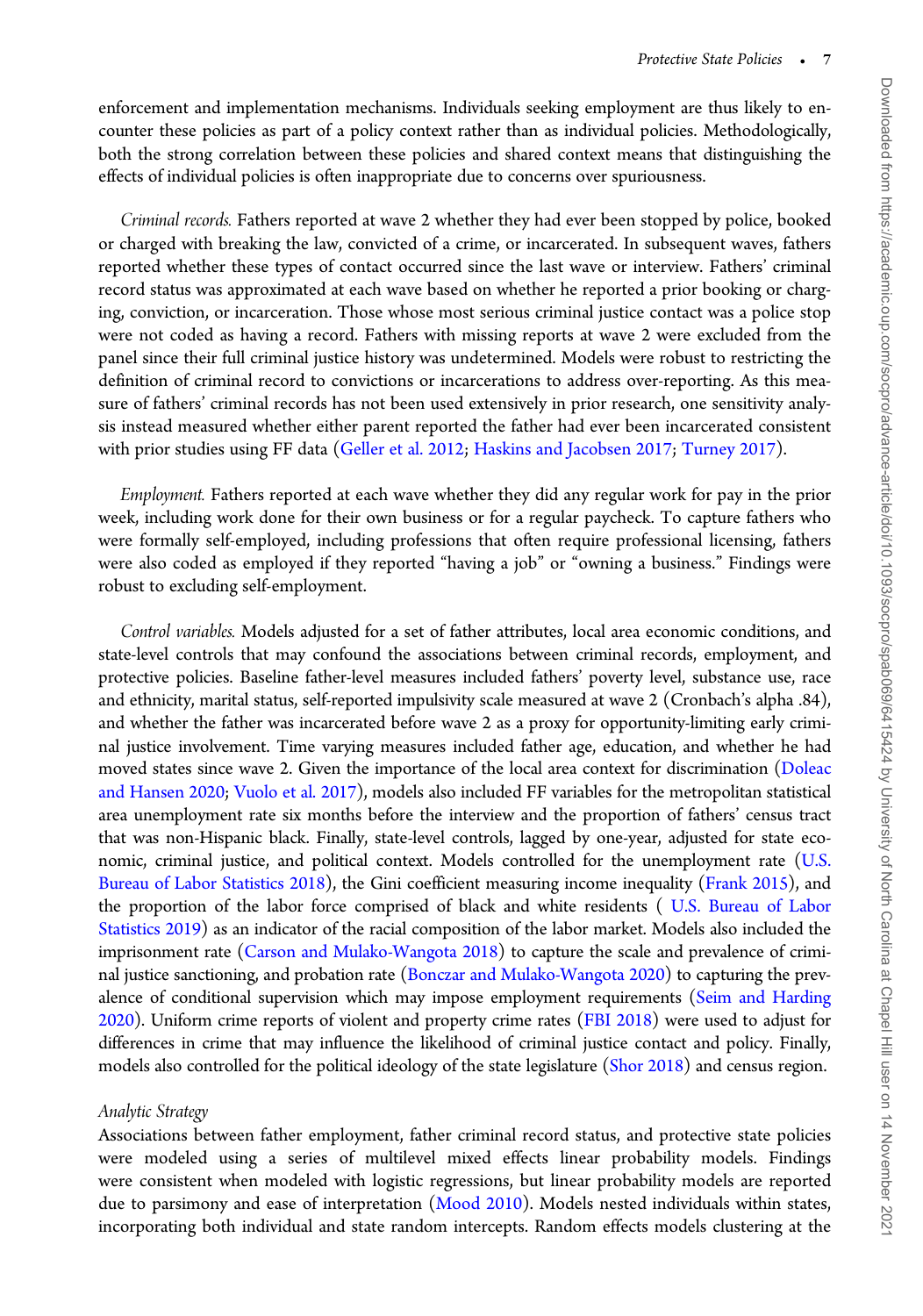enforcement and implementation mechanisms. Individuals seeking employment are thus likely to encounter these policies as part of a policy context rather than as individual policies. Methodologically, both the strong correlation between these policies and shared context means that distinguishing the effects of individual policies is often inappropriate due to concerns over spuriousness.

*Criminal records.* Fathers reported at wave 2 whether they had ever been stopped by police, booked or charged with breaking the law, convicted of a crime, or incarcerated. In subsequent waves, fathers reported whether these types of contact occurred since the last wave or interview. Fathers' criminal record status was approximated at each wave based on whether he reported a prior booking or charging, conviction, or incarceration. Those whose most serious criminal justice contact was a police stop were not coded as having a record. Fathers with missing reports at wave 2 were excluded from the panel since their full criminal justice history was undetermined. Models were robust to restricting the definition of criminal record to convictions or incarcerations to address over-reporting. As this measure of fathers' criminal records has not been used extensively in prior research, one sensitivity analysis instead measured whether either parent reported the father had ever been incarcerated consistent with prior studies using FF data (Geller et al. 2012; Haskins and Jacobsen 2017; Turney 2017).

*Employment.* Fathers reported at each wave whether they did any regular work for pay in the prior week, including work done for their own business or for a regular paycheck. To capture fathers who were formally self-employed, including professions that often require professional licensing, fathers were also coded as employed if they reported "having a job" or "owning a business." Findings were robust to excluding self-employment.

*Control variables.* Models adjusted for a set of father attributes, local area economic conditions, and state-level controls that may confound the associations between criminal records, employment, and protective policies. Baseline father-level measures included fathers' poverty level, substance use, race and ethnicity, marital status, self-reported impulsivity scale measured at wave 2 (Cronbach's alpha .84), and whether the father was incarcerated before wave 2 as a proxy for opportunity-limiting early criminal justice involvement. Time varying measures included father age, education, and whether he had moved states since wave 2. Given the importance of the local area context for discrimination (Doleac and Hansen 2020; Vuolo et al. 2017), models also included FF variables for the metropolitan statistical area unemployment rate six months before the interview and the proportion of fathers' census tract that was non-Hispanic black. Finally, state-level controls, lagged by one-year, adjusted for state economic, criminal justice, and political context. Models controlled for the unemployment rate (U.S. Bureau of Labor Statistics 2018), the Gini coefficient measuring income inequality (Frank 2015), and the proportion of the labor force comprised of black and white residents ( U.S. Bureau of Labor Statistics 2019) as an indicator of the racial composition of the labor market. Models also included the imprisonment rate (Carson and Mulako-Wangota 2018) to capture the scale and prevalence of criminal justice sanctioning, and probation rate (Bonczar and Mulako-Wangota 2020) to capturing the prevalence of conditional supervision which may impose employment requirements (Seim and Harding 2020). Uniform crime reports of violent and property crime rates (FBI 2018) were used to adjust for differences in crime that may influence the likelihood of criminal justice contact and policy. Finally, models also controlled for the political ideology of the state legislature (Shor 2018) and census region.

### Analytic Strategy

Associations between father employment, father criminal record status, and protective state policies were modeled using a series of multilevel mixed effects linear probability models. Findings were consistent when modeled with logistic regressions, but linear probability models are reported due to parsimony and ease of interpretation (Mood 2010). Models nested individuals within states, incorporating both individual and state random intercepts. Random effects models clustering at the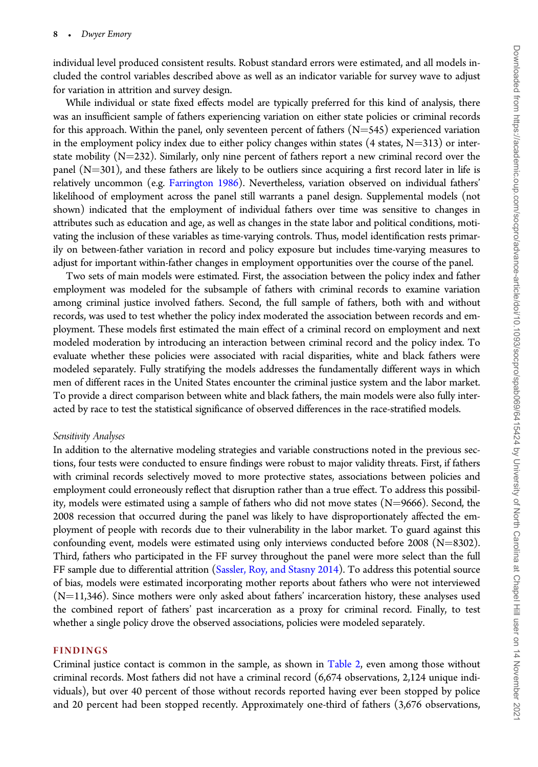individual level produced consistent results. Robust standard errors were estimated, and all models included the control variables described above as well as an indicator variable for survey wave to adjust for variation in attrition and survey design.

While individual or state fixed effects model are typically preferred for this kind of analysis, there was an insufficient sample of fathers experiencing variation on either state policies or criminal records for this approach. Within the panel, only seventeen percent of fathers (N=545) experienced variation in the employment policy index due to either policy changes within states (4 states, N=313) or interstate mobility (N=232). Similarly, only nine percent of fathers report a new criminal record over the panel (N=301), and these fathers are likely to be outliers since acquiring a first record later in life is relatively uncommon (e.g. Farrington 1986). Nevertheless, variation observed on individual fathers' likelihood of employment across the panel still warrants a panel design. Supplemental models (not shown) indicated that the employment of individual fathers over time was sensitive to changes in attributes such as education and age, as well as changes in the state labor and political conditions, motivating the inclusion of these variables as time-varying controls. Thus, model identification rests primarily on between-father variation in record and policy exposure but includes time-varying measures to adjust for important within-father changes in employment opportunities over the course of the panel.

Two sets of main models were estimated. First, the association between the policy index and father employment was modeled for the subsample of fathers with criminal records to examine variation among criminal justice involved fathers. Second, the full sample of fathers, both with and without records, was used to test whether the policy index moderated the association between records and employment. These models first estimated the main effect of a criminal record on employment and next modeled moderation by introducing an interaction between criminal record and the policy index. To evaluate whether these policies were associated with racial disparities, white and black fathers were modeled separately. Fully stratifying the models addresses the fundamentally different ways in which men of different races in the United States encounter the criminal justice system and the labor market. To provide a direct comparison between white and black fathers, the main models were also fully interacted by race to test the statistical significance of observed differences in the race-stratified models.

### *Sensitivity Analyses*

In addition to the alternative modeling strategies and variable constructions noted in the previous sections, four tests were conducted to ensure findings were robust to major validity threats. First, if fathers with criminal records selectively moved to more protective states, associations between policies and employment could erroneously reflect that disruption rather than a true effect. To address this possibility, models were estimated using a sample of fathers who did not move states (N=9666). Second, the 2008 recession that occurred during the panel was likely to have disproportionately affected the employment of people with records due to their vulnerability in the labor market. To guard against this confounding event, models were estimated using only interviews conducted before 2008 (N=8302). Third, fathers who participated in the FF survey throughout the panel were more select than the full FF sample due to differential attrition (Sassler, Roy, and Stasny 2014). To address this potential source of bias, models were estimated incorporating mother reports about fathers who were not interviewed (N=11,346). Since mothers were only asked about fathers' incarceration history, these analyses used the combined report of fathers' past incarceration as a proxy for criminal record. Finally, to test whether a single policy drove the observed associations, policies were modeled separately.

## FINDINGS

Criminal justice contact is common in the sample, as shown in Table 2, even among those without criminal records. Most fathers did not have a criminal record (6,674 observations, 2,124 unique individuals), but over 40 percent of those without records reported having ever been stopped by police and 20 percent had been stopped recently. Approximately one-third of fathers (3,676 observations,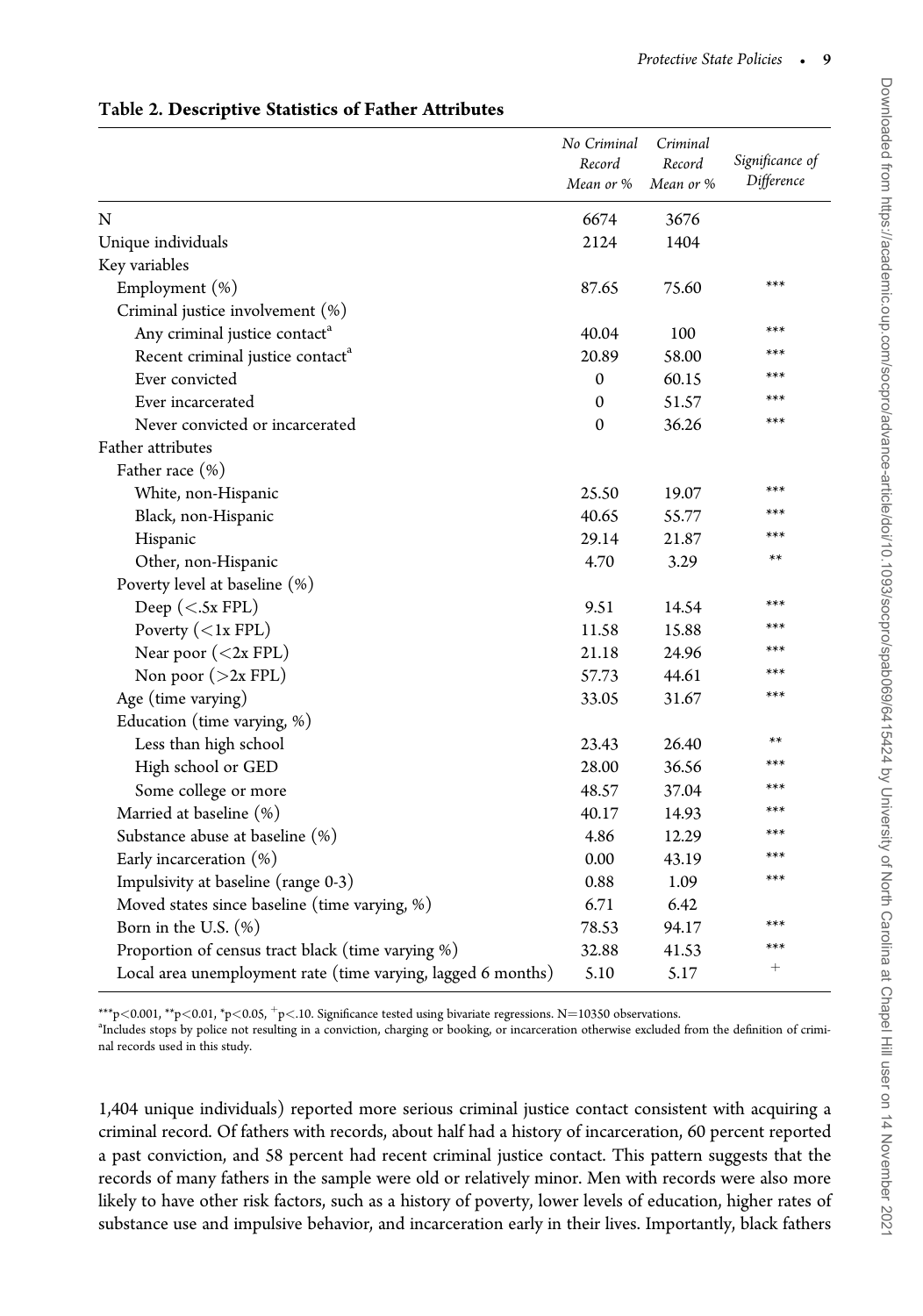**Table 2. Descriptive Statistics of Father Attributes**

| | *No Criminal Record Mean or %* | *Criminal Record Mean or %* | *Significance of Difference* |
|---|---|---|---|
| N | 6674 | 3676 | |
| Unique individuals | 2124 | 1404 | |
| Key variables | | | |
| Employment (%) | 87.65 | 75.60 | *** |
| Criminal justice involvement (%) | | | |
| Any criminal justice contact[a] | 40.04 | 100 | *** |
| Recent criminal justice contact[a] | 20.89 | 58.00 | *** |
| Ever convicted | 0 | 60.15 | *** |
| Ever incarcerated | 0 | 51.57 | *** |
| Never convicted or incarcerated | 0 | 36.26 | *** |
| Father attributes | | | |
| Father race (%) | | | |
| White, non-Hispanic | 25.50 | 19.07 | *** |
| Black, non-Hispanic | 40.65 | 55.77 | *** |
| Hispanic | 29.14 | 21.87 | *** |
| Other, non-Hispanic | 4.70 | 3.29 | ** |
| Poverty level at baseline (%) | | | |
| Deep (<.5x FPL) | 9.51 | 14.54 | *** |
| Poverty (<1x FPL) | 11.58 | 15.88 | *** |
| Near poor (<2x FPL) | 21.18 | 24.96 | *** |
| Non poor (>2x FPL) | 57.73 | 44.61 | *** |
| Age (time varying) | 33.05 | 31.67 | *** |
| Education (time varying, %) | | | |
| Less than high school | 23.43 | 26.40 | ** |
| High school or GED | 28.00 | 36.56 | *** |
| Some college or more | 48.57 | 37.04 | *** |
| Married at baseline (%) | 40.17 | 14.93 | *** |
| Substance abuse at baseline (%) | 4.86 | 12.29 | *** |
| Early incarceration (%) | 0.00 | 43.19 | *** |
| Impulsivity at baseline (range 0-3) | 0.88 | 1.09 | *** |
| Moved states since baseline (time varying, %) | 6.71 | 6.42 | |
| Born in the U.S. (%) | 78.53 | 94.17 | *** |
| Proportion of census tract black (time varying %) | 32.88 | 41.53 | *** |
| Local area unemployment rate (time varying, lagged 6 months) | 5.10 | 5.17 | + |

***$p<0.001$, **$p<0.01$, *$p<0.05$, $^{+}p<.10$. Significance tested using bivariate regressions. N=10350 observations.

[a]Includes stops by police not resulting in a conviction, charging or booking, or incarceration otherwise excluded from the definition of criminal records used in this study.

1,404 unique individuals) reported more serious criminal justice contact consistent with acquiring a criminal record. Of fathers with records, about half had a history of incarceration, 60 percent reported a past conviction, and 58 percent had recent criminal justice contact. This pattern suggests that the records of many fathers in the sample were old or relatively minor. Men with records were also more likely to have other risk factors, such as a history of poverty, lower levels of education, higher rates of substance use and impulsive behavior, and incarceration early in their lives. Importantly, black fathers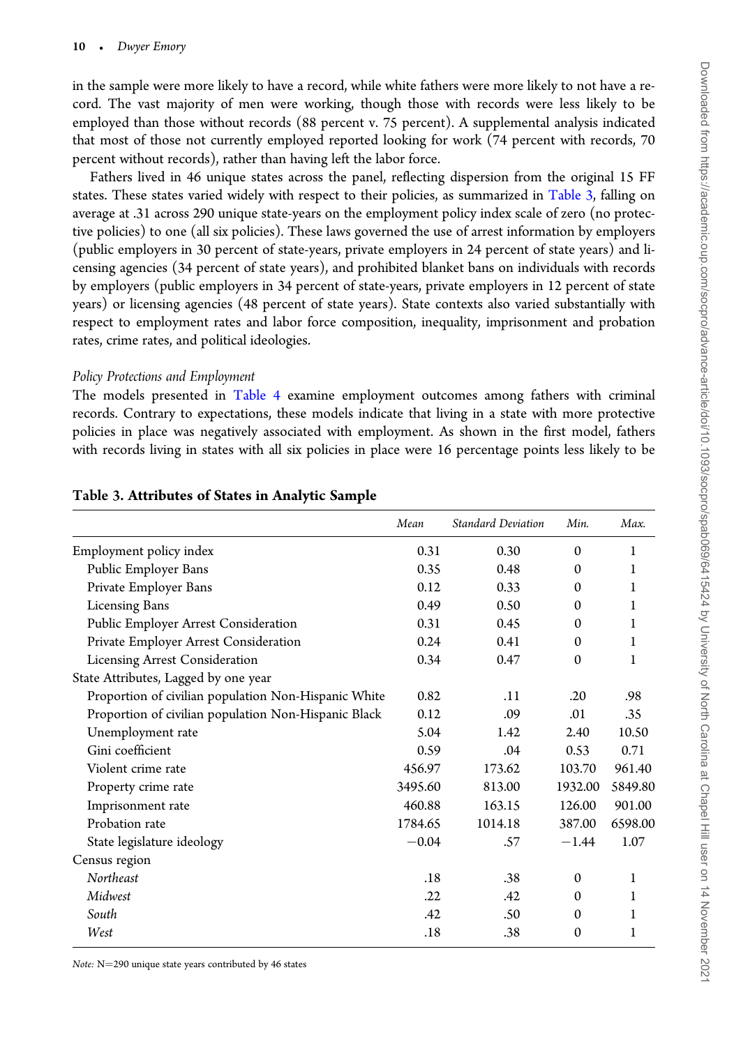in the sample were more likely to have a record, while white fathers were more likely to not have a record. The vast majority of men were working, though those with records were less likely to be employed than those without records (88 percent v. 75 percent). A supplemental analysis indicated that most of those not currently employed reported looking for work (74 percent with records, 70 percent without records), rather than having left the labor force.

Fathers lived in 46 unique states across the panel, reflecting dispersion from the original 15 FF states. These states varied widely with respect to their policies, as summarized in Table 3, falling on average at .31 across 290 unique state-years on the employment policy index scale of zero (no protective policies) to one (all six policies). These laws governed the use of arrest information by employers (public employers in 30 percent of state-years, private employers in 24 percent of state years) and licensing agencies (34 percent of state years), and prohibited blanket bans on individuals with records by employers (public employers in 34 percent of state-years, private employers in 12 percent of state years) or licensing agencies (48 percent of state years). State contexts also varied substantially with respect to employment rates and labor force composition, inequality, imprisonment and probation rates, crime rates, and political ideologies.

*Policy Protections and Employment*

The models presented in Table 4 examine employment outcomes among fathers with criminal records. Contrary to expectations, these models indicate that living in a state with more protective policies in place was negatively associated with employment. As shown in the first model, fathers with records living in states with all six policies in place were 16 percentage points less likely to be

**Table 3. Attributes of States in Analytic Sample**

| | *Mean* | *Standard Deviation* | *Min.* | *Max.* |
|---|---|---|---|---|
| Employment policy index | 0.31 | 0.30 | 0 | 1 |
| Public Employer Bans | 0.35 | 0.48 | 0 | 1 |
| Private Employer Bans | 0.12 | 0.33 | 0 | 1 |
| Licensing Bans | 0.49 | 0.50 | 0 | 1 |
| Public Employer Arrest Consideration | 0.31 | 0.45 | 0 | 1 |
| Private Employer Arrest Consideration | 0.24 | 0.41 | 0 | 1 |
| Licensing Arrest Consideration | 0.34 | 0.47 | 0 | 1 |
| State Attributes, Lagged by one year | | | | |
| Proportion of civilian population Non-Hispanic White | 0.82 | .11 | .20 | .98 |
| Proportion of civilian population Non-Hispanic Black | 0.12 | .09 | .01 | .35 |
| Unemployment rate | 5.04 | 1.42 | 2.40 | 10.50 |
| Gini coefficient | 0.59 | .04 | 0.53 | 0.71 |
| Violent crime rate | 456.97 | 173.62 | 103.70 | 961.40 |
| Property crime rate | 3495.60 | 813.00 | 1932.00 | 5849.80 |
| Imprisonment rate | 460.88 | 163.15 | 126.00 | 901.00 |
| Probation rate | 1784.65 | 1014.18 | 387.00 | 6598.00 |
| State legislature ideology | −0.04 | .57 | −1.44 | 1.07 |
| Census region | | | | |
| *Northeast* | .18 | .38 | 0 | 1 |
| *Midwest* | .22 | .42 | 0 | 1 |
| *South* | .42 | .50 | 0 | 1 |
| *West* | .18 | .38 | 0 | 1 |

*Note:* N=290 unique state years contributed by 46 states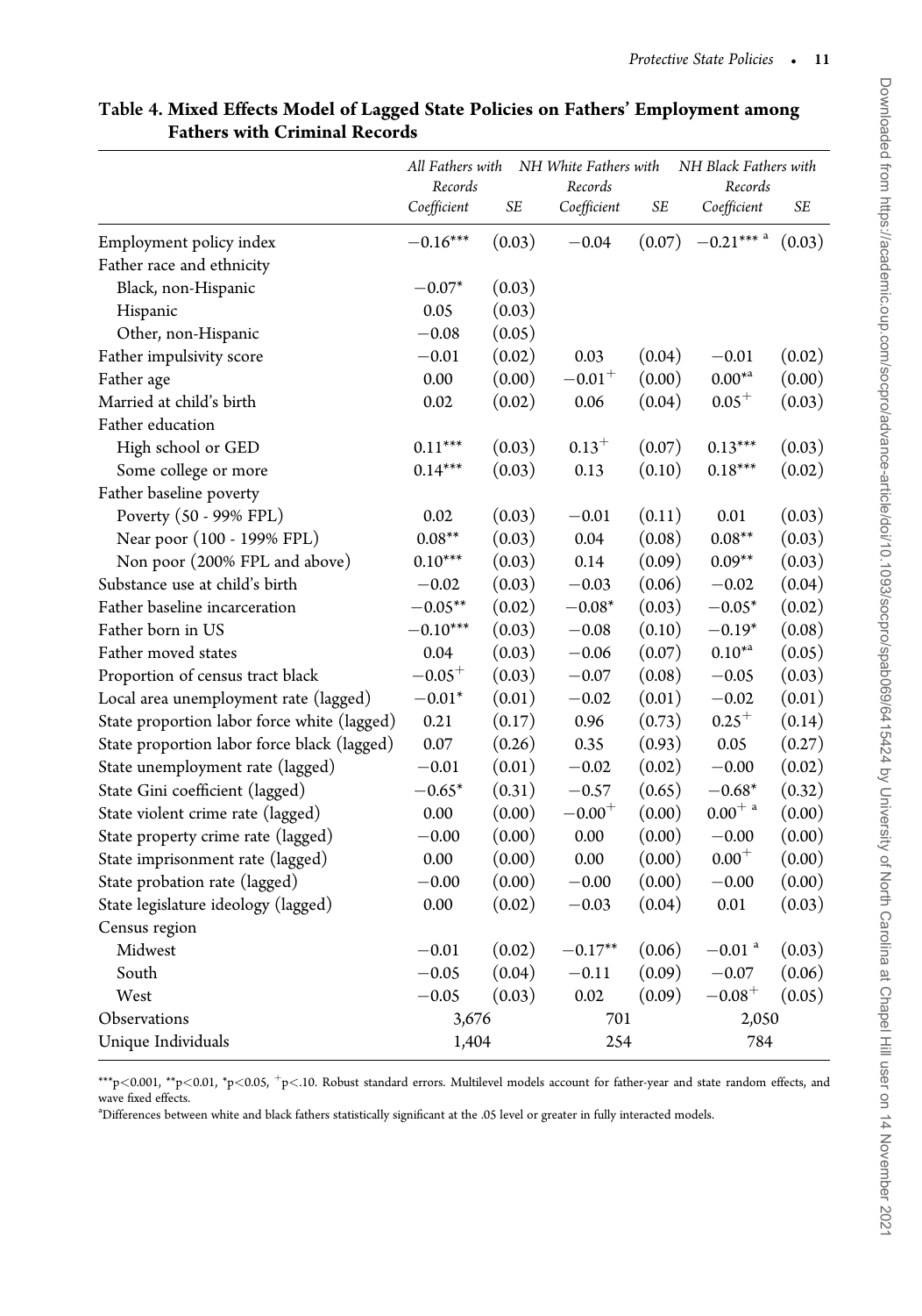**Table 4. Mixed Effects Model of Lagged State Policies on Fathers' Employment among Fathers with Criminal Records**

| | *All Fathers with Records* | | *NH White Fathers with Records* | | *NH Black Fathers with Records* | |
|---|---|---|---|---|---|---|
| | *Coefficient* | *SE* | *Coefficient* | *SE* | *Coefficient* | *SE* |
| Employment policy index | −0.16*** | (0.03) | −0.04 | (0.07) | −0.21*** [a] | (0.03) |
| Father race and ethnicity | | | | | | |
| Black, non-Hispanic | −0.07* | (0.03) | | | | |
| Hispanic | 0.05 | (0.03) | | | | |
| Other, non-Hispanic | −0.08 | (0.05) | | | | |
| Father impulsivity score | −0.01 | (0.02) | 0.03 | (0.04) | −0.01 | (0.02) |
| Father age | 0.00 | (0.00) | −0.01⁺ | (0.00) | 0.00*[a] | (0.00) |
| Married at child's birth | 0.02 | (0.02) | 0.06 | (0.04) | 0.05⁺ | (0.03) |
| Father education | | | | | | |
| High school or GED | 0.11*** | (0.03) | 0.13⁺ | (0.07) | 0.13*** | (0.03) |
| Some college or more | 0.14*** | (0.03) | 0.13 | (0.10) | 0.18*** | (0.02) |
| Father baseline poverty | | | | | | |
| Poverty (50 - 99% FPL) | 0.02 | (0.03) | −0.01 | (0.11) | 0.01 | (0.03) |
| Near poor (100 - 199% FPL) | 0.08** | (0.03) | 0.04 | (0.08) | 0.08** | (0.03) |
| Non poor (200% FPL and above) | 0.10*** | (0.03) | 0.14 | (0.09) | 0.09** | (0.03) |
| Substance use at child's birth | −0.02 | (0.03) | −0.03 | (0.06) | −0.02 | (0.04) |
| Father baseline incarceration | −0.05** | (0.02) | −0.08* | (0.03) | −0.05* | (0.02) |
| Father born in US | −0.10*** | (0.03) | −0.08 | (0.10) | −0.19* | (0.08) |
| Father moved states | 0.04 | (0.03) | −0.06 | (0.07) | 0.10*[a] | (0.05) |
| Proportion of census tract black | −0.05⁺ | (0.03) | −0.07 | (0.08) | −0.05 | (0.03) |
| Local area unemployment rate (lagged) | −0.01* | (0.01) | −0.02 | (0.01) | −0.02 | (0.01) |
| State proportion labor force white (lagged) | 0.21 | (0.17) | 0.96 | (0.73) | 0.25⁺ | (0.14) |
| State proportion labor force black (lagged) | 0.07 | (0.26) | 0.35 | (0.93) | 0.05 | (0.27) |
| State unemployment rate (lagged) | −0.01 | (0.01) | −0.02 | (0.02) | −0.00 | (0.02) |
| State Gini coefficient (lagged) | −0.65* | (0.31) | −0.57 | (0.65) | −0.68* | (0.32) |
| State violent crime rate (lagged) | 0.00 | (0.00) | −0.00⁺ | (0.00) | 0.00⁺ [a] | (0.00) |
| State property crime rate (lagged) | −0.00 | (0.00) | 0.00 | (0.00) | −0.00 | (0.00) |
| State imprisonment rate (lagged) | 0.00 | (0.00) | 0.00 | (0.00) | 0.00⁺ | (0.00) |
| State probation rate (lagged) | −0.00 | (0.00) | −0.00 | (0.00) | −0.00 | (0.00) |
| State legislature ideology (lagged) | 0.00 | (0.02) | −0.03 | (0.04) | 0.01 | (0.03) |
| Census region | | | | | | |
| Midwest | −0.01 | (0.02) | −0.17** | (0.06) | −0.01 [a] | (0.03) |
| South | −0.05 | (0.04) | −0.11 | (0.09) | −0.07 | (0.06) |
| West | −0.05 | (0.03) | 0.02 | (0.09) | −0.08⁺ | (0.05) |
| Observations | 3,676 | | 701 | | 2,050 | |
| Unique Individuals | 1,404 | | 254 | | 784 | |

***$p<0.001$, **$p<0.01$, *$p<0.05$, ⁺$p<.10$. Robust standard errors. Multilevel models account for father-year and state random effects, and wave fixed effects.

[a]Differences between white and black fathers statistically significant at the .05 level or greater in fully interacted models.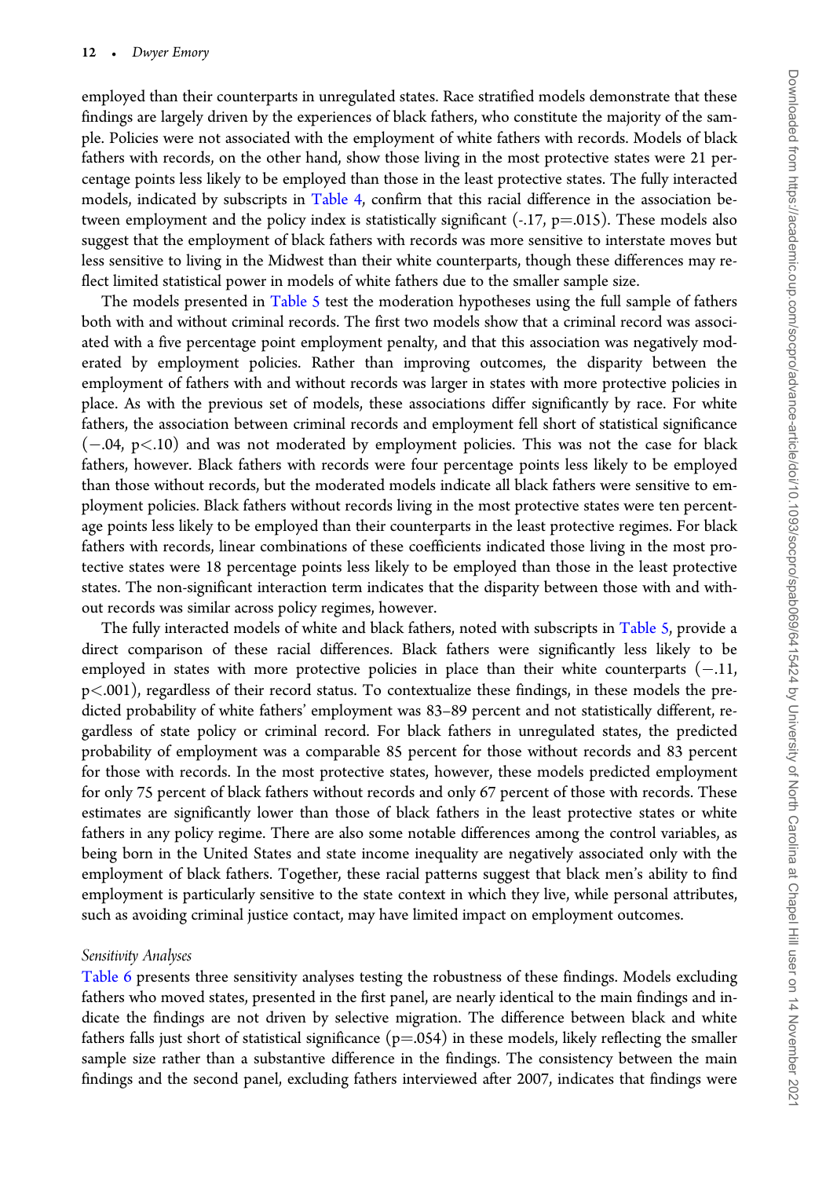employed than their counterparts in unregulated states. Race stratified models demonstrate that these findings are largely driven by the experiences of black fathers, who constitute the majority of the sample. Policies were not associated with the employment of white fathers with records. Models of black fathers with records, on the other hand, show those living in the most protective states were 21 percentage points less likely to be employed than those in the least protective states. The fully interacted models, indicated by subscripts in Table 4, confirm that this racial difference in the association between employment and the policy index is statistically significant (-.17, $p=.015$). These models also suggest that the employment of black fathers with records was more sensitive to interstate moves but less sensitive to living in the Midwest than their white counterparts, though these differences may reflect limited statistical power in models of white fathers due to the smaller sample size.

The models presented in Table 5 test the moderation hypotheses using the full sample of fathers both with and without criminal records. The first two models show that a criminal record was associated with a five percentage point employment penalty, and that this association was negatively moderated by employment policies. Rather than improving outcomes, the disparity between the employment of fathers with and without records was larger in states with more protective policies in place. As with the previous set of models, these associations differ significantly by race. For white fathers, the association between criminal records and employment fell short of statistical significance ($-.04$, $p<.10$) and was not moderated by employment policies. This was not the case for black fathers, however. Black fathers with records were four percentage points less likely to be employed than those without records, but the moderated models indicate all black fathers were sensitive to employment policies. Black fathers without records living in the most protective states were ten percentage points less likely to be employed than their counterparts in the least protective regimes. For black fathers with records, linear combinations of these coefficients indicated those living in the most protective states were 18 percentage points less likely to be employed than those in the least protective states. The non-significant interaction term indicates that the disparity between those with and without records was similar across policy regimes, however.

The fully interacted models of white and black fathers, noted with subscripts in Table 5, provide a direct comparison of these racial differences. Black fathers were significantly less likely to be employed in states with more protective policies in place than their white counterparts ($-.11$, $p<.001$), regardless of their record status. To contextualize these findings, in these models the predicted probability of white fathers' employment was 83–89 percent and not statistically different, regardless of state policy or criminal record. For black fathers in unregulated states, the predicted probability of employment was a comparable 85 percent for those without records and 83 percent for those with records. In the most protective states, however, these models predicted employment for only 75 percent of black fathers without records and only 67 percent of those with records. These estimates are significantly lower than those of black fathers in the least protective states or white fathers in any policy regime. There are also some notable differences among the control variables, as being born in the United States and state income inequality are negatively associated only with the employment of black fathers. Together, these racial patterns suggest that black men's ability to find employment is particularly sensitive to the state context in which they live, while personal attributes, such as avoiding criminal justice contact, may have limited impact on employment outcomes.

*Sensitivity Analyses*

Table 6 presents three sensitivity analyses testing the robustness of these findings. Models excluding fathers who moved states, presented in the first panel, are nearly identical to the main findings and indicate the findings are not driven by selective migration. The difference between black and white fathers falls just short of statistical significance ($p=.054$) in these models, likely reflecting the smaller sample size rather than a substantive difference in the findings. The consistency between the main findings and the second panel, excluding fathers interviewed after 2007, indicates that findings were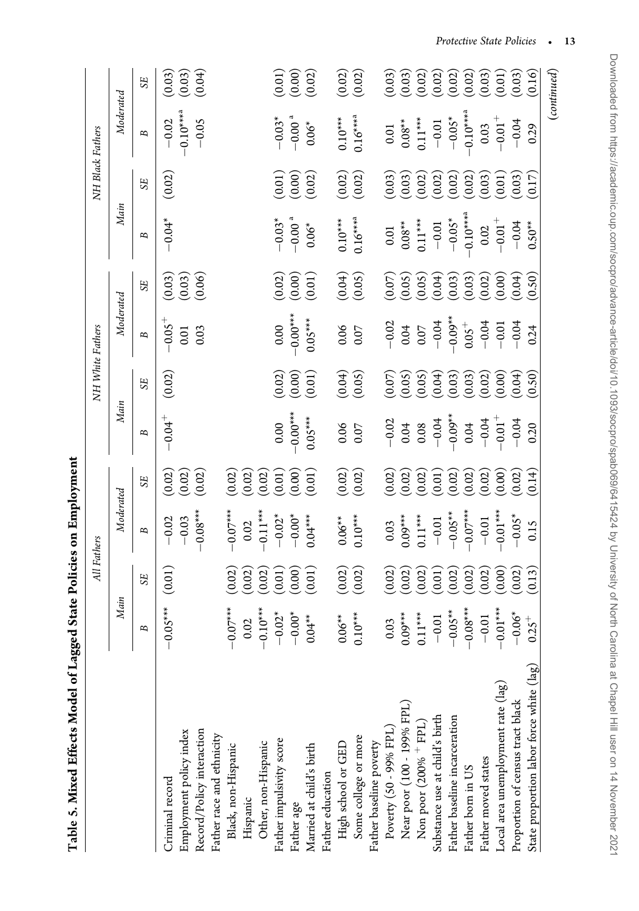**Table 5. Mixed Effects Model of Lagged State Policies on Employment**

| | All Fathers | | | | NH White Fathers | | | | NH Black Fathers | | | |
|---|---|---|---|---|---|---|---|---|---|---|---|---|
| | Main | | Moderated | | Main | | Moderated | | Main | | Moderated | |
| | B | SE | B | SE | B | SE | B | SE | B | SE | B | SE |
| Criminal record | −0.05*** | (0.01) | −0.02 | (0.02) | −0.04$^{+}$ | (0.02) | −0.05$^{+}$ | (0.03) | −0.04* | (0.02) | −0.02 | (0.03) |
| Employment policy index | | | −0.03 | (0.02) | | | 0.01 | (0.03) | | | −0.10***[a] | (0.03) |
| Record/Policy interaction | | | −0.08*** | (0.02) | | | 0.03 | (0.06) | | | −0.05 | (0.04) |
| Father race and ethnicity | | | | | | | | | | | | |
| Black, non-Hispanic | −0.07*** | (0.02) | −0.07*** | (0.02) | | | | | | | | |
| Hispanic | 0.02 | (0.02) | 0.02 | (0.02) | | | | | | | | |
| Other, non-Hispanic | −0.10*** | (0.02) | −0.11*** | (0.02) | | | | | | | | |
| Father impulsivity score | −0.02* | (0.01) | −0.02* | (0.01) | 0.00 | (0.02) | 0.00 | (0.02) | −0.03* | (0.01) | −0.03* | (0.01) |
| Father age | −0.00* | (0.00) | −0.00* | (0.00) | −0.00*** | (0.00) | −0.00*** | (0.00) | −0.00[a] | (0.00) | −0.00[a] | (0.00) |
| Married at child's birth | 0.04** | (0.01) | 0.04*** | (0.01) | 0.05*** | (0.01) | 0.05*** | (0.01) | 0.06* | (0.02) | 0.06* | (0.02) |
| Father education | | | | | | | | | | | | |
| High school or GED | 0.06** | (0.02) | 0.06** | (0.02) | 0.06 | (0.04) | 0.06 | (0.04) | 0.10*** | (0.02) | 0.10*** | (0.02) |
| Some college or more | 0.10*** | (0.02) | 0.10*** | (0.02) | 0.07 | (0.05) | 0.07 | (0.05) | 0.16***[a] | (0.02) | 0.16***[a] | (0.02) |
| Father baseline poverty | | | | | | | | | | | | |
| Poverty (50 - 99% FPL) | 0.03 | (0.02) | 0.03 | (0.02) | −0.02 | (0.07) | −0.02 | (0.07) | 0.01 | (0.03) | 0.01 | (0.03) |
| Near poor (100 - 199% FPL) | 0.09*** | (0.02) | 0.09*** | (0.02) | 0.04 | (0.05) | 0.04 | (0.05) | 0.08** | (0.03) | 0.08** | (0.03) |
| Non poor (200% $^{+}$ FPL) | 0.11*** | (0.02) | 0.11*** | (0.02) | 0.08 | (0.05) | 0.07 | (0.05) | 0.11*** | (0.02) | 0.11*** | (0.02) |
| Substance use at child's birth | −0.01 | (0.01) | −0.01 | (0.01) | −0.04 | (0.04) | −0.04 | (0.04) | −0.01 | (0.02) | −0.01 | (0.02) |
| Father baseline incarceration | −0.05** | (0.02) | −0.05** | (0.02) | −0.09** | (0.03) | −0.09** | (0.03) | −0.05* | (0.02) | −0.05* | (0.02) |
| Father born in US | −0.08*** | (0.02) | −0.07*** | (0.02) | 0.04 | (0.03) | 0.05$^{+}$ | (0.03) | −0.10***[a] | (0.02) | −0.10***[a] | (0.02) |
| Father moved states | −0.01 | (0.02) | −0.01 | (0.02) | −0.04 | (0.02) | −0.04 | (0.02) | 0.02 | (0.03) | 0.03 | (0.03) |
| Local area unemployment rate (lag) | −0.01*** | (0.00) | −0.01*** | (0.00) | −0.01$^{+}$ | (0.00) | −0.01 | (0.00) | −0.01$^{+}$ | (0.01) | −0.01$^{+}$ | (0.01) |
| Proportion of census tract black | −0.06* | (0.02) | −0.05* | (0.02) | −0.04 | (0.04) | −0.04 | (0.04) | −0.04 | (0.03) | −0.04 | (0.03) |
| State proportion labor force white (lag) | 0.25$^{+}$ | (0.13) | 0.15 | (0.14) | 0.20 | (0.50) | 0.24 | (0.50) | 0.50** | (0.17) | 0.29 | (0.16) |

(continued)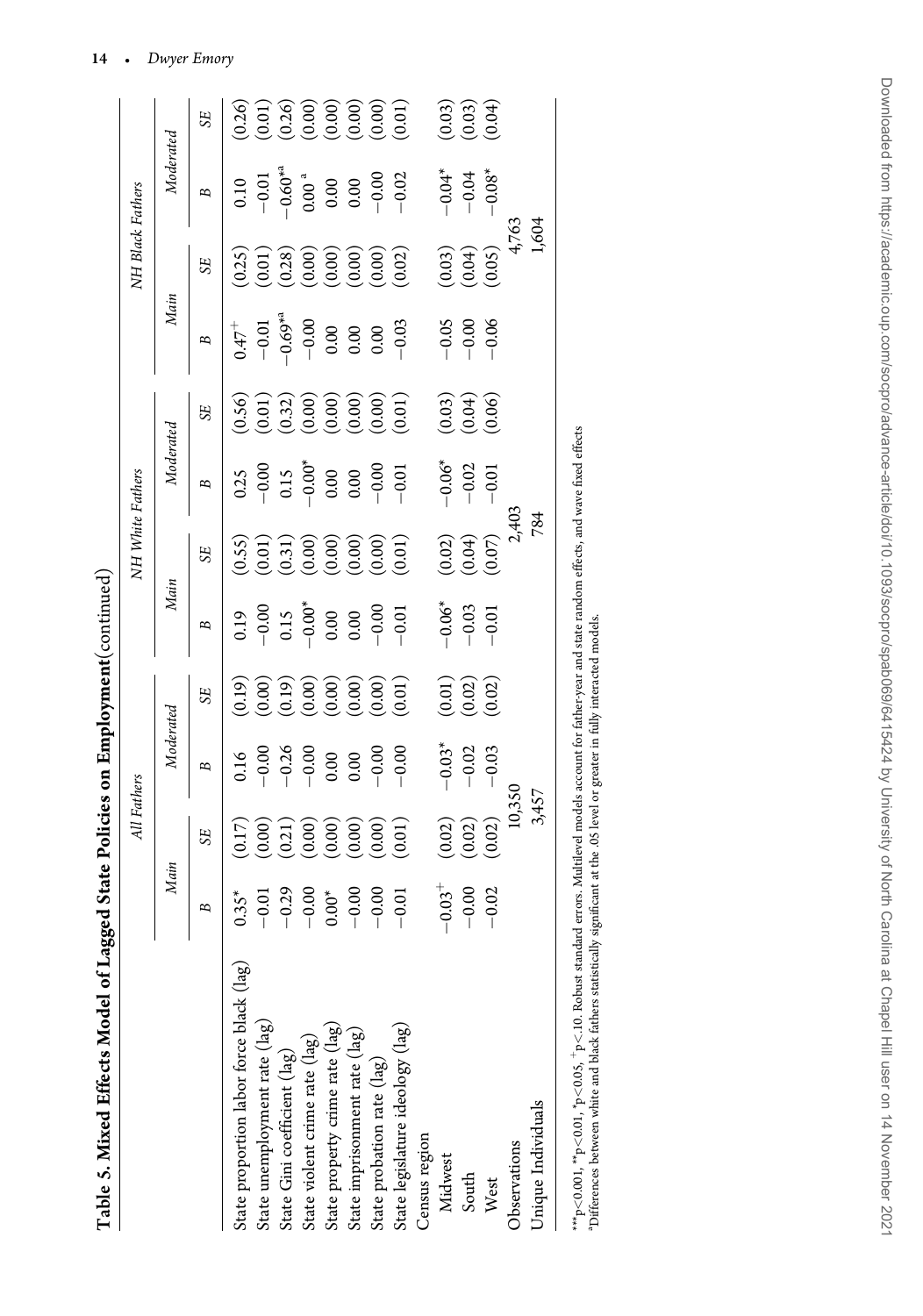**Table 5. Mixed Effects Model of Lagged State Policies on Employment** (continued)

| | All Fathers | | | | NH White Fathers | | | | NH Black Fathers | | | |
|---|---|---|---|---|---|---|---|---|---|---|---|---|
| | Main | | Moderated | | Main | | Moderated | | Main | | Moderated | |
| | B | SE | B | SE | B | SE | B | SE | B | SE | B | SE |
| State proportion labor force black (lag) | 0.35* | (0.17) | 0.16 | (0.19) | 0.19 | (0.55) | 0.25 | (0.56) | 0.47⁺ | (0.25) | 0.10 | (0.26) |
| State unemployment rate (lag) | −0.01 | (0.00) | −0.00 | (0.00) | −0.00 | (0.01) | −0.00 | (0.01) | −0.01 | (0.01) | −0.01 | (0.01) |
| State Gini coefficient (lag) | −0.29 | (0.21) | −0.26 | (0.19) | 0.15 | (0.31) | 0.15 | (0.32) | −0.69**a | (0.28) | −0.60*a | (0.26) |
| State violent crime rate (lag) | −0.00 | (0.00) | −0.00 | (0.00) | −0.00* | (0.00) | −0.00* | (0.00) | −0.00 | (0.00) | 0.00 a | (0.00) |
| State property crime rate (lag) | 0.00* | (0.00) | 0.00 | (0.00) | 0.00 | (0.00) | 0.00 | (0.00) | 0.00 | (0.00) | 0.00 | (0.00) |
| State imprisonment rate (lag) | −0.00 | (0.00) | 0.00 | (0.00) | 0.00 | (0.00) | 0.00 | (0.00) | 0.00 | (0.00) | 0.00 | (0.00) |
| State probation rate (lag) | −0.00 | (0.00) | −0.00 | (0.00) | −0.00 | (0.00) | −0.00 | (0.00) | 0.00 | (0.00) | −0.00 | (0.00) |
| State legislature ideology (lag) | −0.01 | (0.01) | −0.00 | (0.01) | −0.01 | (0.01) | −0.01 | (0.01) | −0.03 | (0.02) | −0.02 | (0.01) |
| Census region | | | | | | | | | | | | |
| Midwest | −0.03⁺ | (0.02) | −0.03* | (0.01) | −0.06* | (0.02) | −0.06* | (0.03) | −0.05 | (0.03) | −0.04* | (0.03) |
| South | −0.00 | (0.02) | −0.02 | (0.02) | −0.03 | (0.04) | −0.02 | (0.04) | −0.00 | (0.04) | −0.04 | (0.03) |
| West | −0.02 | (0.02) | −0.03 | (0.02) | −0.01 | (0.07) | −0.01 | (0.06) | −0.06 | (0.05) | −0.08* | (0.04) |
| Observations | 10,350 | | | | 2,403 | | | | 4,763 | | | |
| Unique Individuals | 3,457 | | | | 784 | | | | 1,604 | | | |

***p<0.001, **p<0.01, *p<0.05, ⁺p<.10. Robust standard errors. Multilevel models account for father-year and state random effects, and wave fixed effects
[a]Differences between white and black fathers statistically significant at the .05 level or greater in fully interacted models.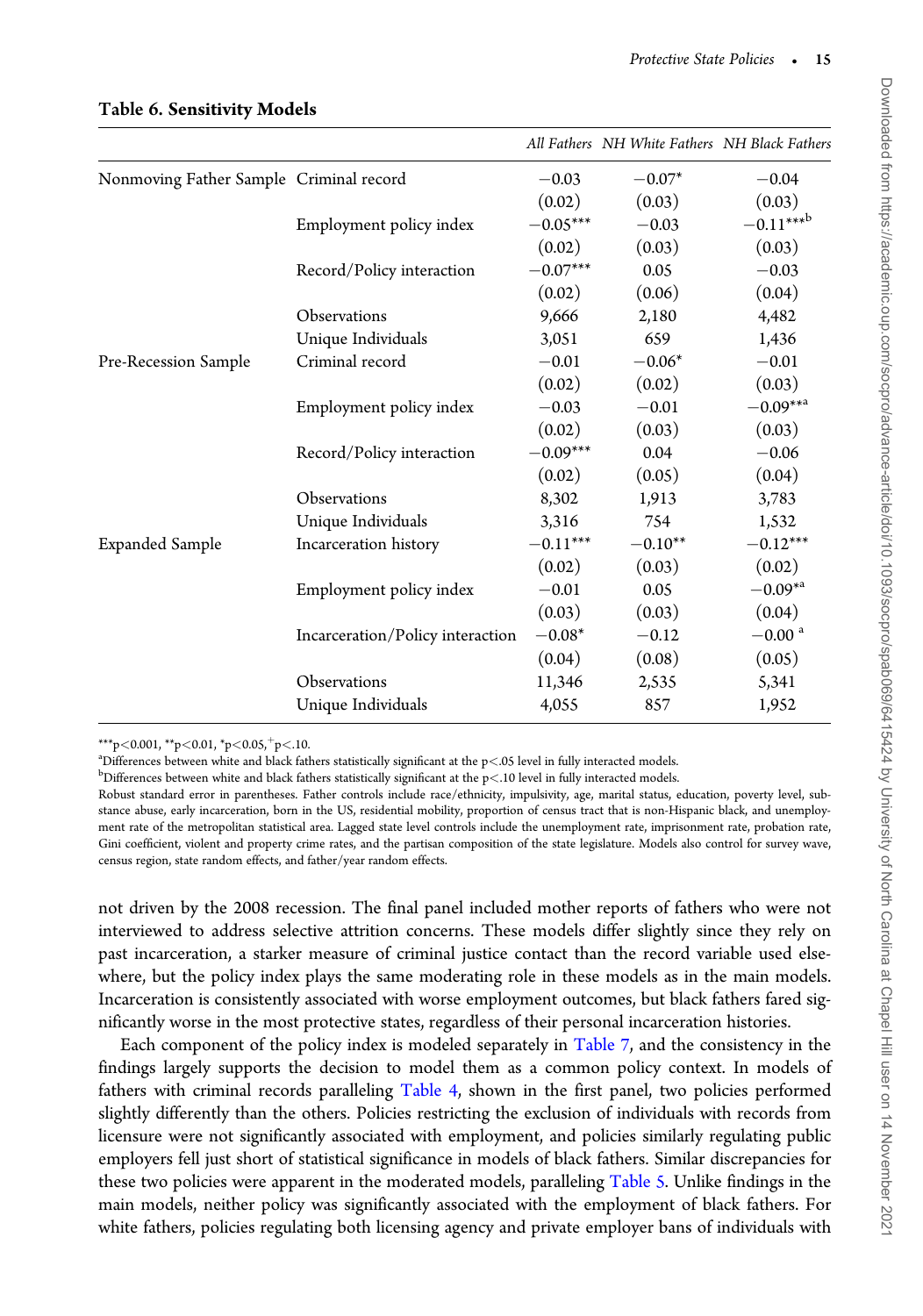**Table 6. Sensitivity Models**

| | | All Fathers | NH White Fathers | NH Black Fathers |
|---|---|---|---|---|
| Nonmoving Father Sample | Criminal record | −0.03 | −0.07* | −0.04 |
| | | (0.02) | (0.03) | (0.03) |
| | Employment policy index | −0.05*** | −0.03 | −0.11***[b] |
| | | (0.02) | (0.03) | (0.03) |
| | Record/Policy interaction | −0.07*** | 0.05 | −0.03 |
| | | (0.02) | (0.06) | (0.04) |
| | Observations | 9,666 | 2,180 | 4,482 |
| | Unique Individuals | 3,051 | 659 | 1,436 |
| Pre-Recession Sample | Criminal record | −0.01 | −0.06* | −0.01 |
| | | (0.02) | (0.02) | (0.03) |
| | Employment policy index | −0.03 | −0.01 | −0.09**[a] |
| | | (0.02) | (0.03) | (0.03) |
| | Record/Policy interaction | −0.09*** | 0.04 | −0.06 |
| | | (0.02) | (0.05) | (0.04) |
| | Observations | 8,302 | 1,913 | 3,783 |
| | Unique Individuals | 3,316 | 754 | 1,532 |
| Expanded Sample | Incarceration history | −0.11*** | −0.10** | −0.12*** |
| | | (0.02) | (0.03) | (0.02) |
| | Employment policy index | −0.01 | 0.05 | −0.09*[a] |
| | | (0.03) | (0.03) | (0.04) |
| | Incarceration/Policy interaction | −0.08* | −0.12 | −0.00 [a] |
| | | (0.04) | (0.08) | (0.05) |
| | Observations | 11,346 | 2,535 | 5,341 |
| | Unique Individuals | 4,055 | 857 | 1,952 |

***p<0.001, **p<0.01, *p<0.05, +p<.10.

[a]Differences between white and black fathers statistically significant at the p<.05 level in fully interacted models.

[b]Differences between white and black fathers statistically significant at the p<.10 level in fully interacted models.

Robust standard error in parentheses. Father controls include race/ethnicity, impulsivity, age, marital status, education, poverty level, substance abuse, early incarceration, born in the US, residential mobility, proportion of census tract that is non-Hispanic black, and unemployment rate of the metropolitan statistical area. Lagged state level controls include the unemployment rate, imprisonment rate, probation rate, Gini coefficient, violent and property crime rates, and the partisan composition of the state legislature. Models also control for survey wave, census region, state random effects, and father/year random effects.

not driven by the 2008 recession. The final panel included mother reports of fathers who were not interviewed to address selective attrition concerns. These models differ slightly since they rely on past incarceration, a starker measure of criminal justice contact than the record variable used elsewhere, but the policy index plays the same moderating role in these models as in the main models. Incarceration is consistently associated with worse employment outcomes, but black fathers fared significantly worse in the most protective states, regardless of their personal incarceration histories.

Each component of the policy index is modeled separately in Table 7, and the consistency in the findings largely supports the decision to model them as a common policy context. In models of fathers with criminal records paralleling Table 4, shown in the first panel, two policies performed slightly differently than the others. Policies restricting the exclusion of individuals with records from licensure were not significantly associated with employment, and policies similarly regulating public employers fell just short of statistical significance in models of black fathers. Similar discrepancies for these two policies were apparent in the moderated models, paralleling Table 5. Unlike findings in the main models, neither policy was significantly associated with the employment of black fathers. For white fathers, policies regulating both licensing agency and private employer bans of individuals with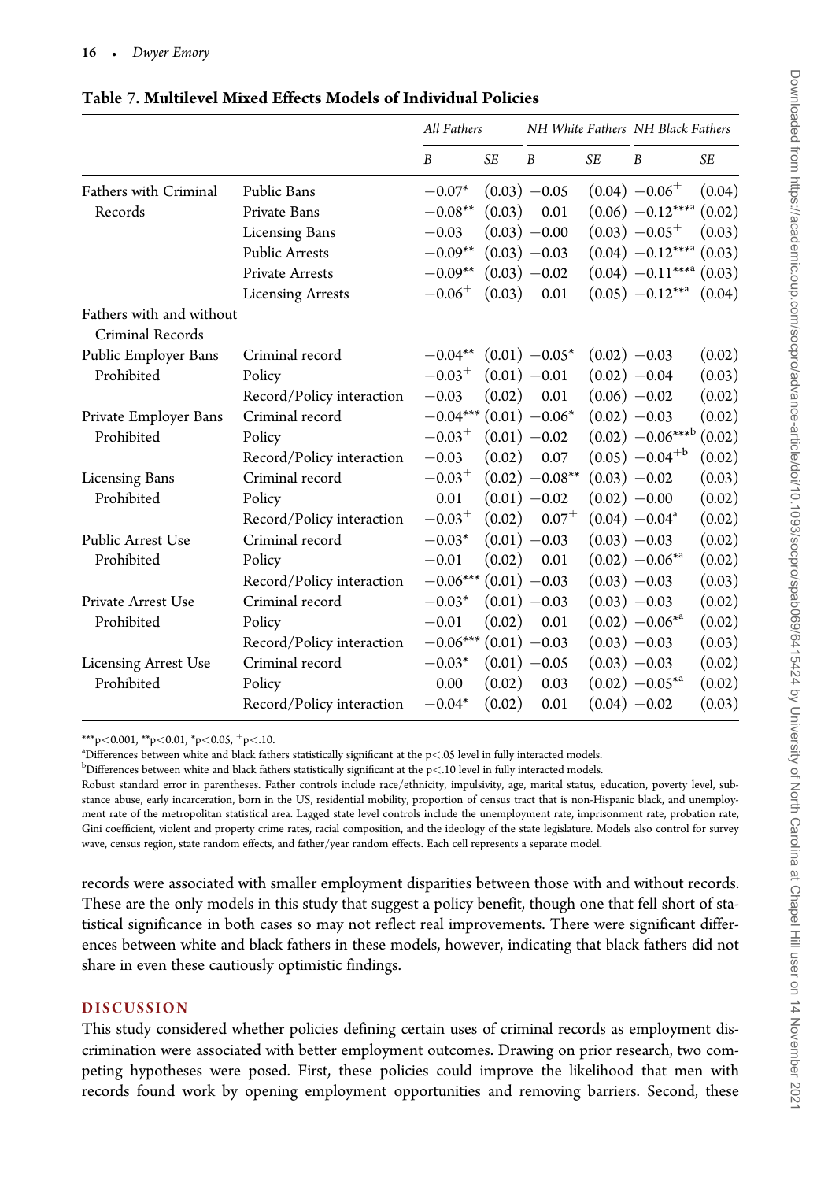**Table 7. Multilevel Mixed Effects Models of Individual Policies**

| | | *All Fathers* | | *NH White Fathers* | | *NH Black Fathers* | |
|---|---|---|---|---|---|---|---|
| | | *B* | *SE* | *B* | *SE* | *B* | *SE* |
| Fathers with Criminal Records | Public Bans | −0.07* | (0.03) | −0.05 | (0.04) | −0.06+ | (0.04) |
| | Private Bans | −0.08** | (0.03) | 0.01 | (0.06) | −0.12***a | (0.02) |
| | Licensing Bans | −0.03 | (0.03) | −0.00 | (0.03) | −0.05+ | (0.03) |
| | Public Arrests | −0.09** | (0.03) | −0.03 | (0.04) | −0.12***a | (0.03) |
| | Private Arrests | −0.09** | (0.03) | −0.02 | (0.04) | −0.11***a | (0.03) |
| | Licensing Arrests | −0.06+ | (0.03) | 0.01 | (0.05) | −0.12**a | (0.04) |
| Fathers with and without Criminal Records | | | | | | | |
| Public Employer Bans Prohibited | Criminal record | −0.04** | (0.01) | −0.05* | (0.02) | −0.03 | (0.02) |
| | Policy | −0.03+ | (0.01) | −0.01 | (0.02) | −0.04 | (0.03) |
| | Record/Policy interaction | −0.03 | (0.02) | 0.01 | (0.06) | −0.02 | (0.02) |
| Private Employer Bans Prohibited | Criminal record | −0.04*** | (0.01) | −0.06* | (0.02) | −0.03 | (0.02) |
| | Policy | −0.03+ | (0.01) | −0.02 | (0.02) | −0.06***b | (0.02) |
| | Record/Policy interaction | −0.03 | (0.02) | 0.07 | (0.05) | −0.04+b | (0.02) |
| Licensing Bans Prohibited | Criminal record | −0.03+ | (0.02) | −0.08** | (0.03) | −0.02 | (0.03) |
| | Policy | 0.01 | (0.01) | −0.02 | (0.02) | −0.00 | (0.02) |
| | Record/Policy interaction | −0.03+ | (0.02) | 0.07+ | (0.04) | −0.04a | (0.02) |
| Public Arrest Use Prohibited | Criminal record | −0.03* | (0.01) | −0.03 | (0.03) | −0.03 | (0.02) |
| | Policy | −0.01 | (0.02) | 0.01 | (0.02) | −0.06*a | (0.02) |
| | Record/Policy interaction | −0.06*** | (0.01) | −0.03 | (0.03) | −0.03 | (0.03) |
| Private Arrest Use Prohibited | Criminal record | −0.03* | (0.01) | −0.03 | (0.03) | −0.03 | (0.02) |
| | Policy | −0.01 | (0.02) | 0.01 | (0.02) | −0.06*a | (0.02) |
| | Record/Policy interaction | −0.06*** | (0.01) | −0.03 | (0.03) | −0.03 | (0.03) |
| Licensing Arrest Use Prohibited | Criminal record | −0.03* | (0.01) | −0.05 | (0.03) | −0.03 | (0.02) |
| | Policy | 0.00 | (0.02) | 0.03 | (0.02) | −0.05*a | (0.02) |
| | Record/Policy interaction | −0.04* | (0.02) | 0.01 | (0.04) | −0.02 | (0.03) |

***p<0.001, **p<0.01, *p<0.05, +p<.10.

[a]Differences between white and black fathers statistically significant at the p<.05 level in fully interacted models.

[b]Differences between white and black fathers statistically significant at the p<.10 level in fully interacted models.

Robust standard error in parentheses. Father controls include race/ethnicity, impulsivity, age, marital status, education, poverty level, substance abuse, early incarceration, born in the US, residential mobility, proportion of census tract that is non-Hispanic black, and unemployment rate of the metropolitan statistical area. Lagged state level controls include the unemployment rate, imprisonment rate, probation rate, Gini coefficient, violent and property crime rates, racial composition, and the ideology of the state legislature. Models also control for survey wave, census region, state random effects, and father/year random effects. Each cell represents a separate model.

records were associated with smaller employment disparities between those with and without records. These are the only models in this study that suggest a policy benefit, though one that fell short of statistical significance in both cases so may not reflect real improvements. There were significant differences between white and black fathers in these models, however, indicating that black fathers did not share in even these cautiously optimistic findings.

## DISCUSSION

This study considered whether policies defining certain uses of criminal records as employment discrimination were associated with better employment outcomes. Drawing on prior research, two competing hypotheses were posed. First, these policies could improve the likelihood that men with records found work by opening employment opportunities and removing barriers. Second, these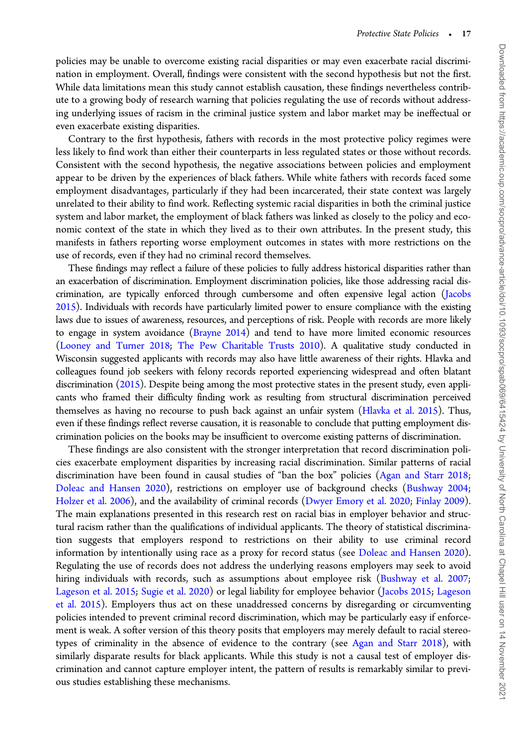policies may be unable to overcome existing racial disparities or may even exacerbate racial discrimination in employment. Overall, findings were consistent with the second hypothesis but not the first. While data limitations mean this study cannot establish causation, these findings nevertheless contribute to a growing body of research warning that policies regulating the use of records without addressing underlying issues of racism in the criminal justice system and labor market may be ineffectual or even exacerbate existing disparities.

Contrary to the first hypothesis, fathers with records in the most protective policy regimes were less likely to find work than either their counterparts in less regulated states or those without records. Consistent with the second hypothesis, the negative associations between policies and employment appear to be driven by the experiences of black fathers. While white fathers with records faced some employment disadvantages, particularly if they had been incarcerated, their state context was largely unrelated to their ability to find work. Reflecting systemic racial disparities in both the criminal justice system and labor market, the employment of black fathers was linked as closely to the policy and economic context of the state in which they lived as to their own attributes. In the present study, this manifests in fathers reporting worse employment outcomes in states with more restrictions on the use of records, even if they had no criminal record themselves.

These findings may reflect a failure of these policies to fully address historical disparities rather than an exacerbation of discrimination. Employment discrimination policies, like those addressing racial discrimination, are typically enforced through cumbersome and often expensive legal action (Jacobs 2015). Individuals with records have particularly limited power to ensure compliance with the existing laws due to issues of awareness, resources, and perceptions of risk. People with records are more likely to engage in system avoidance (Brayne 2014) and tend to have more limited economic resources (Looney and Turner 2018; The Pew Charitable Trusts 2010). A qualitative study conducted in Wisconsin suggested applicants with records may also have little awareness of their rights. Hlavka and colleagues found job seekers with felony records reported experiencing widespread and often blatant discrimination (2015). Despite being among the most protective states in the present study, even applicants who framed their difficulty finding work as resulting from structural discrimination perceived themselves as having no recourse to push back against an unfair system (Hlavka et al. 2015). Thus, even if these findings reflect reverse causation, it is reasonable to conclude that putting employment discrimination policies on the books may be insufficient to overcome existing patterns of discrimination.

These findings are also consistent with the stronger interpretation that record discrimination policies exacerbate employment disparities by increasing racial discrimination. Similar patterns of racial discrimination have been found in causal studies of "ban the box" policies (Agan and Starr 2018; Doleac and Hansen 2020), restrictions on employer use of background checks (Bushway 2004; Holzer et al. 2006), and the availability of criminal records (Dwyer Emory et al. 2020; Finlay 2009). The main explanations presented in this research rest on racial bias in employer behavior and structural racism rather than the qualifications of individual applicants. The theory of statistical discrimination suggests that employers respond to restrictions on their ability to use criminal record information by intentionally using race as a proxy for record status (see Doleac and Hansen 2020). Regulating the use of records does not address the underlying reasons employers may seek to avoid hiring individuals with records, such as assumptions about employee risk (Bushway et al. 2007; Lageson et al. 2015; Sugie et al. 2020) or legal liability for employee behavior (Jacobs 2015; Lageson et al. 2015). Employers thus act on these unaddressed concerns by disregarding or circumventing policies intended to prevent criminal record discrimination, which may be particularly easy if enforcement is weak. A softer version of this theory posits that employers may merely default to racial stereotypes of criminality in the absence of evidence to the contrary (see Agan and Starr 2018), with similarly disparate results for black applicants. While this study is not a causal test of employer discrimination and cannot capture employer intent, the pattern of results is remarkably similar to previous studies establishing these mechanisms.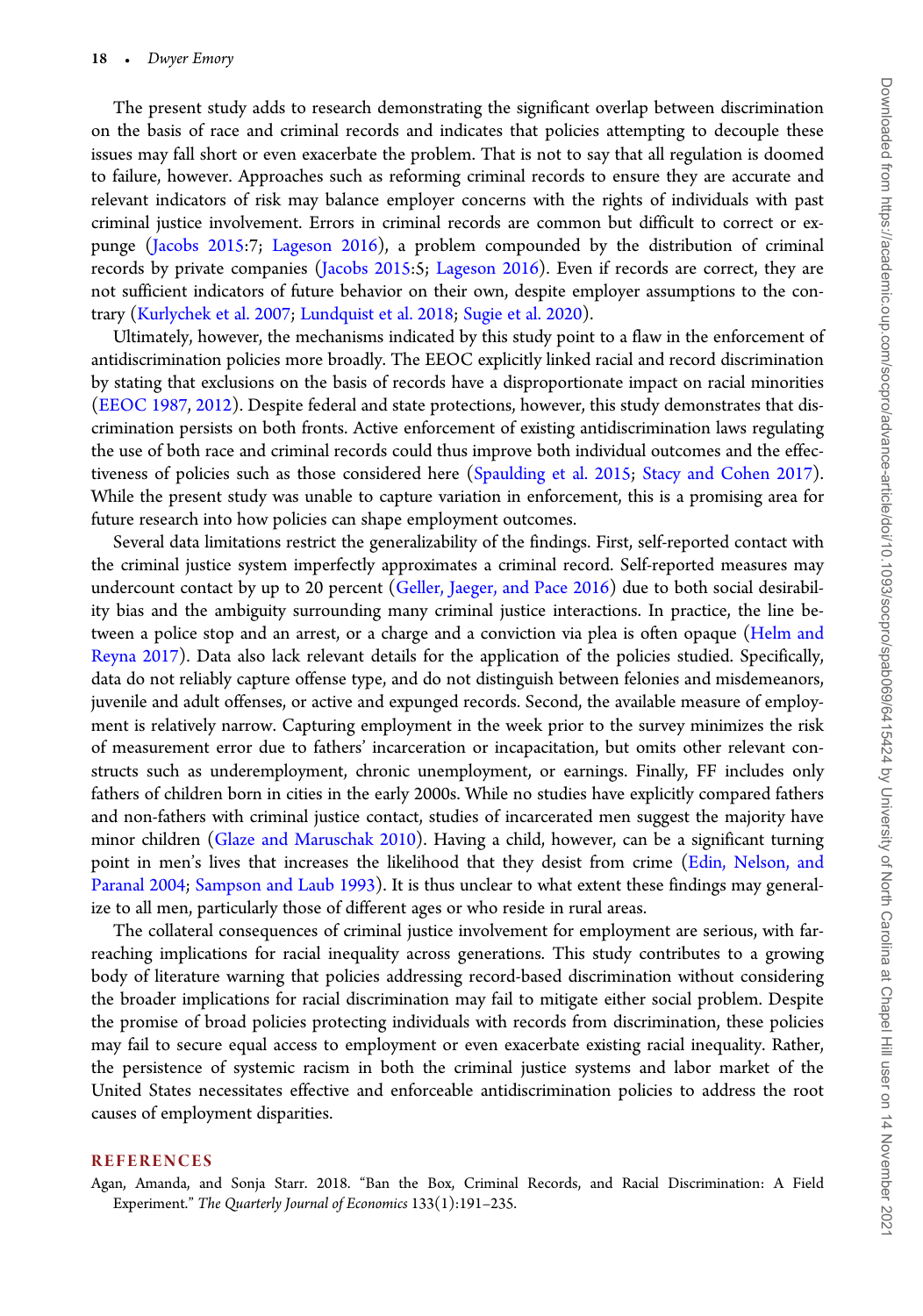The present study adds to research demonstrating the significant overlap between discrimination on the basis of race and criminal records and indicates that policies attempting to decouple these issues may fall short or even exacerbate the problem. That is not to say that all regulation is doomed to failure, however. Approaches such as reforming criminal records to ensure they are accurate and relevant indicators of risk may balance employer concerns with the rights of individuals with past criminal justice involvement. Errors in criminal records are common but difficult to correct or expunge (Jacobs 2015:7; Lageson 2016), a problem compounded by the distribution of criminal records by private companies (Jacobs 2015:5; Lageson 2016). Even if records are correct, they are not sufficient indicators of future behavior on their own, despite employer assumptions to the contrary (Kurlychek et al. 2007; Lundquist et al. 2018; Sugie et al. 2020).

Ultimately, however, the mechanisms indicated by this study point to a flaw in the enforcement of antidiscrimination policies more broadly. The EEOC explicitly linked racial and record discrimination by stating that exclusions on the basis of records have a disproportionate impact on racial minorities (EEOC 1987, 2012). Despite federal and state protections, however, this study demonstrates that discrimination persists on both fronts. Active enforcement of existing antidiscrimination laws regulating the use of both race and criminal records could thus improve both individual outcomes and the effectiveness of policies such as those considered here (Spaulding et al. 2015; Stacy and Cohen 2017). While the present study was unable to capture variation in enforcement, this is a promising area for future research into how policies can shape employment outcomes.

Several data limitations restrict the generalizability of the findings. First, self-reported contact with the criminal justice system imperfectly approximates a criminal record. Self-reported measures may undercount contact by up to 20 percent (Geller, Jaeger, and Pace 2016) due to both social desirability bias and the ambiguity surrounding many criminal justice interactions. In practice, the line between a police stop and an arrest, or a charge and a conviction via plea is often opaque (Helm and Reyna 2017). Data also lack relevant details for the application of the policies studied. Specifically, data do not reliably capture offense type, and do not distinguish between felonies and misdemeanors, juvenile and adult offenses, or active and expunged records. Second, the available measure of employment is relatively narrow. Capturing employment in the week prior to the survey minimizes the risk of measurement error due to fathers' incarceration or incapacitation, but omits other relevant constructs such as underemployment, chronic unemployment, or earnings. Finally, FF includes only fathers of children born in cities in the early 2000s. While no studies have explicitly compared fathers and non-fathers with criminal justice contact, studies of incarcerated men suggest the majority have minor children (Glaze and Maruschak 2010). Having a child, however, can be a significant turning point in men's lives that increases the likelihood that they desist from crime (Edin, Nelson, and Paranal 2004; Sampson and Laub 1993). It is thus unclear to what extent these findings may generalize to all men, particularly those of different ages or who reside in rural areas.

The collateral consequences of criminal justice involvement for employment are serious, with far-reaching implications for racial inequality across generations. This study contributes to a growing body of literature warning that policies addressing record-based discrimination without considering the broader implications for racial discrimination may fail to mitigate either social problem. Despite the promise of broad policies protecting individuals with records from discrimination, these policies may fail to secure equal access to employment or even exacerbate existing racial inequality. Rather, the persistence of systemic racism in both the criminal justice systems and labor market of the United States necessitates effective and enforceable antidiscrimination policies to address the root causes of employment disparities.

## REFERENCES

Agan, Amanda, and Sonja Starr. 2018. "Ban the Box, Criminal Records, and Racial Discrimination: A Field Experiment." *The Quarterly Journal of Economics* 133(1):191–235.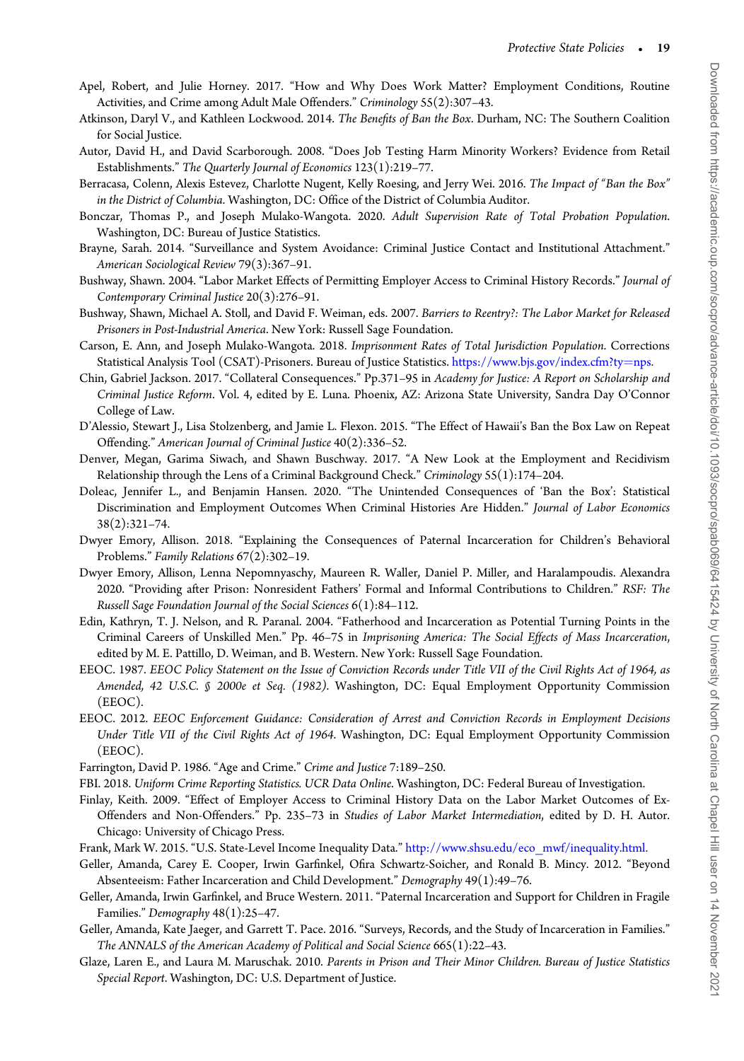Apel, Robert, and Julie Horney. 2017. "How and Why Does Work Matter? Employment Conditions, Routine Activities, and Crime among Adult Male Offenders." *Criminology* 55(2):307–43.

Atkinson, Daryl V., and Kathleen Lockwood. 2014. *The Benefits of Ban the Box*. Durham, NC: The Southern Coalition for Social Justice.

Autor, David H., and David Scarborough. 2008. "Does Job Testing Harm Minority Workers? Evidence from Retail Establishments." *The Quarterly Journal of Economics* 123(1):219–77.

Berracasa, Colenn, Alexis Estevez, Charlotte Nugent, Kelly Roesing, and Jerry Wei. 2016. *The Impact of "Ban the Box" in the District of Columbia*. Washington, DC: Office of the District of Columbia Auditor.

Bonczar, Thomas P., and Joseph Mulako-Wangota. 2020. *Adult Supervision Rate of Total Probation Population*. Washington, DC: Bureau of Justice Statistics.

Brayne, Sarah. 2014. "Surveillance and System Avoidance: Criminal Justice Contact and Institutional Attachment." *American Sociological Review* 79(3):367–91.

Bushway, Shawn. 2004. "Labor Market Effects of Permitting Employer Access to Criminal History Records." *Journal of Contemporary Criminal Justice* 20(3):276–91.

Bushway, Shawn, Michael A. Stoll, and David F. Weiman, eds. 2007. *Barriers to Reentry?: The Labor Market for Released Prisoners in Post-Industrial America*. New York: Russell Sage Foundation.

Carson, E. Ann, and Joseph Mulako-Wangota. 2018. *Imprisonment Rates of Total Jurisdiction Population*. Corrections Statistical Analysis Tool (CSAT)-Prisoners. Bureau of Justice Statistics. https://www.bjs.gov/index.cfm?ty=nps.

Chin, Gabriel Jackson. 2017. "Collateral Consequences." Pp.371–95 in *Academy for Justice: A Report on Scholarship and Criminal Justice Reform*. Vol. 4, edited by E. Luna. Phoenix, AZ: Arizona State University, Sandra Day O'Connor College of Law.

D'Alessio, Stewart J., Lisa Stolzenberg, and Jamie L. Flexon. 2015. "The Effect of Hawaii's Ban the Box Law on Repeat Offending." *American Journal of Criminal Justice* 40(2):336–52.

Denver, Megan, Garima Siwach, and Shawn Buschway. 2017. "A New Look at the Employment and Recidivism Relationship through the Lens of a Criminal Background Check." *Criminology* 55(1):174–204.

Doleac, Jennifer L., and Benjamin Hansen. 2020. "The Unintended Consequences of 'Ban the Box': Statistical Discrimination and Employment Outcomes When Criminal Histories Are Hidden." *Journal of Labor Economics* 38(2):321–74.

Dwyer Emory, Allison. 2018. "Explaining the Consequences of Paternal Incarceration for Children's Behavioral Problems." *Family Relations* 67(2):302–19.

Dwyer Emory, Allison, Lenna Nepomnyaschy, Maureen R. Waller, Daniel P. Miller, and Haralampoudis. Alexandra 2020. "Providing after Prison: Nonresident Fathers' Formal and Informal Contributions to Children." *RSF: The Russell Sage Foundation Journal of the Social Sciences* 6(1):84–112.

Edin, Kathryn, T. J. Nelson, and R. Paranal. 2004. "Fatherhood and Incarceration as Potential Turning Points in the Criminal Careers of Unskilled Men." Pp. 46–75 in *Imprisoning America: The Social Effects of Mass Incarceration*, edited by M. E. Pattillo, D. Weiman, and B. Western. New York: Russell Sage Foundation.

EEOC. 1987. *EEOC Policy Statement on the Issue of Conviction Records under Title VII of the Civil Rights Act of 1964, as Amended, 42 U.S.C. § 2000e et Seq. (1982)*. Washington, DC: Equal Employment Opportunity Commission (EEOC).

EEOC. 2012. *EEOC Enforcement Guidance: Consideration of Arrest and Conviction Records in Employment Decisions Under Title VII of the Civil Rights Act of 1964*. Washington, DC: Equal Employment Opportunity Commission (EEOC).

Farrington, David P. 1986. "Age and Crime." *Crime and Justice* 7:189–250.

FBI. 2018. *Uniform Crime Reporting Statistics. UCR Data Online*. Washington, DC: Federal Bureau of Investigation.

Finlay, Keith. 2009. "Effect of Employer Access to Criminal History Data on the Labor Market Outcomes of Ex-Offenders and Non-Offenders." Pp. 235–73 in *Studies of Labor Market Intermediation*, edited by D. H. Autor. Chicago: University of Chicago Press.

Frank, Mark W. 2015. "U.S. State-Level Income Inequality Data." http://www.shsu.edu/eco_mwf/inequality.html.

Geller, Amanda, Carey E. Cooper, Irwin Garfinkel, Ofira Schwartz-Soicher, and Ronald B. Mincy. 2012. "Beyond Absenteeism: Father Incarceration and Child Development." *Demography* 49(1):49–76.

Geller, Amanda, Irwin Garfinkel, and Bruce Western. 2011. "Paternal Incarceration and Support for Children in Fragile Families." *Demography* 48(1):25–47.

Geller, Amanda, Kate Jaeger, and Garrett T. Pace. 2016. "Surveys, Records, and the Study of Incarceration in Families." *The ANNALS of the American Academy of Political and Social Science* 665(1):22–43.

Glaze, Laren E., and Laura M. Maruschak. 2010. *Parents in Prison and Their Minor Children. Bureau of Justice Statistics Special Report*. Washington, DC: U.S. Department of Justice.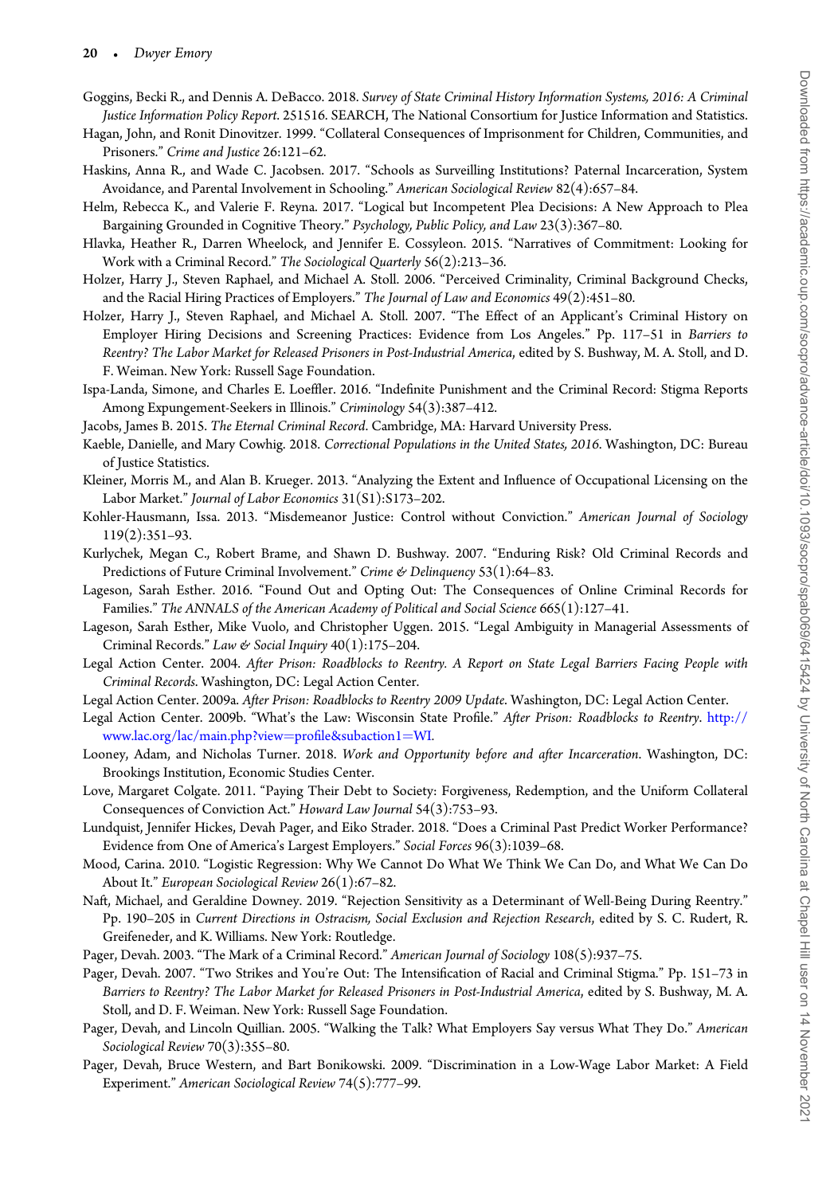Goggins, Becki R., and Dennis A. DeBacco. 2018. *Survey of State Criminal History Information Systems, 2016: A Criminal Justice Information Policy Report*. 251516. SEARCH, The National Consortium for Justice Information and Statistics.

Hagan, John, and Ronit Dinovitzer. 1999. "Collateral Consequences of Imprisonment for Children, Communities, and Prisoners." *Crime and Justice* 26:121–62.

Haskins, Anna R., and Wade C. Jacobsen. 2017. "Schools as Surveilling Institutions? Paternal Incarceration, System Avoidance, and Parental Involvement in Schooling." *American Sociological Review* 82(4):657–84.

Helm, Rebecca K., and Valerie F. Reyna. 2017. "Logical but Incompetent Plea Decisions: A New Approach to Plea Bargaining Grounded in Cognitive Theory." *Psychology, Public Policy, and Law* 23(3):367–80.

Hlavka, Heather R., Darren Wheelock, and Jennifer E. Cossyleon. 2015. "Narratives of Commitment: Looking for Work with a Criminal Record." *The Sociological Quarterly* 56(2):213–36.

Holzer, Harry J., Steven Raphael, and Michael A. Stoll. 2006. "Perceived Criminality, Criminal Background Checks, and the Racial Hiring Practices of Employers." *The Journal of Law and Economics* 49(2):451–80.

Holzer, Harry J., Steven Raphael, and Michael A. Stoll. 2007. "The Effect of an Applicant's Criminal History on Employer Hiring Decisions and Screening Practices: Evidence from Los Angeles." Pp. 117–51 in *Barriers to Reentry? The Labor Market for Released Prisoners in Post-Industrial America*, edited by S. Bushway, M. A. Stoll, and D. F. Weiman. New York: Russell Sage Foundation.

Ispa-Landa, Simone, and Charles E. Loeffler. 2016. "Indefinite Punishment and the Criminal Record: Stigma Reports Among Expungement-Seekers in Illinois." *Criminology* 54(3):387–412.

Jacobs, James B. 2015. *The Eternal Criminal Record*. Cambridge, MA: Harvard University Press.

Kaeble, Danielle, and Mary Cowhig. 2018. *Correctional Populations in the United States, 2016*. Washington, DC: Bureau of Justice Statistics.

Kleiner, Morris M., and Alan B. Krueger. 2013. "Analyzing the Extent and Influence of Occupational Licensing on the Labor Market." *Journal of Labor Economics* 31(S1):S173–202.

Kohler-Hausmann, Issa. 2013. "Misdemeanor Justice: Control without Conviction." *American Journal of Sociology* 119(2):351–93.

Kurlychek, Megan C., Robert Brame, and Shawn D. Bushway. 2007. "Enduring Risk? Old Criminal Records and Predictions of Future Criminal Involvement." *Crime & Delinquency* 53(1):64–83.

Lageson, Sarah Esther. 2016. "Found Out and Opting Out: The Consequences of Online Criminal Records for Families." *The ANNALS of the American Academy of Political and Social Science* 665(1):127–41.

Lageson, Sarah Esther, Mike Vuolo, and Christopher Uggen. 2015. "Legal Ambiguity in Managerial Assessments of Criminal Records." *Law & Social Inquiry* 40(1):175–204.

Legal Action Center. 2004. *After Prison: Roadblocks to Reentry. A Report on State Legal Barriers Facing People with Criminal Records*. Washington, DC: Legal Action Center.

Legal Action Center. 2009a. *After Prison: Roadblocks to Reentry 2009 Update*. Washington, DC: Legal Action Center.

Legal Action Center. 2009b. "What's the Law: Wisconsin State Profile." *After Prison: Roadblocks to Reentry*. http://www.lac.org/lac/main.php?view=profile&subaction1=WI.

Looney, Adam, and Nicholas Turner. 2018. *Work and Opportunity before and after Incarceration*. Washington, DC: Brookings Institution, Economic Studies Center.

Love, Margaret Colgate. 2011. "Paying Their Debt to Society: Forgiveness, Redemption, and the Uniform Collateral Consequences of Conviction Act." *Howard Law Journal* 54(3):753–93.

Lundquist, Jennifer Hickes, Devah Pager, and Eiko Strader. 2018. "Does a Criminal Past Predict Worker Performance? Evidence from One of America's Largest Employers." *Social Forces* 96(3):1039–68.

Mood, Carina. 2010. "Logistic Regression: Why We Cannot Do What We Think We Can Do, and What We Can Do About It." *European Sociological Review* 26(1):67–82.

Naft, Michael, and Geraldine Downey. 2019. "Rejection Sensitivity as a Determinant of Well-Being During Reentry." Pp. 190–205 in *Current Directions in Ostracism, Social Exclusion and Rejection Research*, edited by S. C. Rudert, R. Greifeneder, and K. Williams. New York: Routledge.

Pager, Devah. 2003. "The Mark of a Criminal Record." *American Journal of Sociology* 108(5):937–75.

Pager, Devah. 2007. "Two Strikes and You're Out: The Intensification of Racial and Criminal Stigma." Pp. 151–73 in *Barriers to Reentry? The Labor Market for Released Prisoners in Post-Industrial America*, edited by S. Bushway, M. A. Stoll, and D. F. Weiman. New York: Russell Sage Foundation.

Pager, Devah, and Lincoln Quillian. 2005. "Walking the Talk? What Employers Say versus What They Do." *American Sociological Review* 70(3):355–80.

Pager, Devah, Bruce Western, and Bart Bonikowski. 2009. "Discrimination in a Low-Wage Labor Market: A Field Experiment." *American Sociological Review* 74(5):777–99.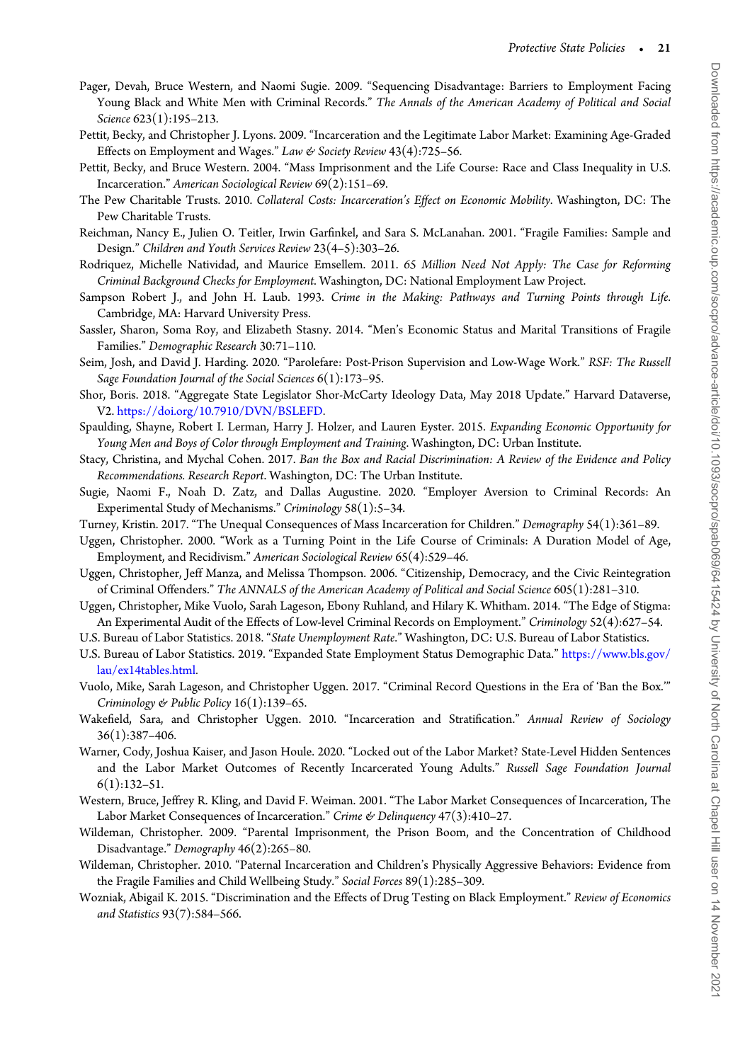Pager, Devah, Bruce Western, and Naomi Sugie. 2009. "Sequencing Disadvantage: Barriers to Employment Facing Young Black and White Men with Criminal Records." *The Annals of the American Academy of Political and Social Science* 623(1):195–213.

Pettit, Becky, and Christopher J. Lyons. 2009. "Incarceration and the Legitimate Labor Market: Examining Age-Graded Effects on Employment and Wages." *Law & Society Review* 43(4):725–56.

Pettit, Becky, and Bruce Western. 2004. "Mass Imprisonment and the Life Course: Race and Class Inequality in U.S. Incarceration." *American Sociological Review* 69(2):151–69.

The Pew Charitable Trusts. 2010. *Collateral Costs: Incarceration's Effect on Economic Mobility*. Washington, DC: The Pew Charitable Trusts.

Reichman, Nancy E., Julien O. Teitler, Irwin Garfinkel, and Sara S. McLanahan. 2001. "Fragile Families: Sample and Design." *Children and Youth Services Review* 23(4–5):303–26.

Rodriquez, Michelle Natividad, and Maurice Emsellem. 2011. *65 Million Need Not Apply: The Case for Reforming Criminal Background Checks for Employment*. Washington, DC: National Employment Law Project.

Sampson Robert J., and John H. Laub. 1993. *Crime in the Making: Pathways and Turning Points through Life*. Cambridge, MA: Harvard University Press.

Sassler, Sharon, Soma Roy, and Elizabeth Stasny. 2014. "Men's Economic Status and Marital Transitions of Fragile Families." *Demographic Research* 30:71–110.

Seim, Josh, and David J. Harding. 2020. "Parolefare: Post-Prison Supervision and Low-Wage Work." *RSF: The Russell Sage Foundation Journal of the Social Sciences* 6(1):173–95.

Shor, Boris. 2018. "Aggregate State Legislator Shor-McCarty Ideology Data, May 2018 Update." Harvard Dataverse, V2. https://doi.org/10.7910/DVN/BSLEFD.

Spaulding, Shayne, Robert I. Lerman, Harry J. Holzer, and Lauren Eyster. 2015. *Expanding Economic Opportunity for Young Men and Boys of Color through Employment and Training*. Washington, DC: Urban Institute.

Stacy, Christina, and Mychal Cohen. 2017. *Ban the Box and Racial Discrimination: A Review of the Evidence and Policy Recommendations. Research Report*. Washington, DC: The Urban Institute.

Sugie, Naomi F., Noah D. Zatz, and Dallas Augustine. 2020. "Employer Aversion to Criminal Records: An Experimental Study of Mechanisms." *Criminology* 58(1):5–34.

Turney, Kristin. 2017. "The Unequal Consequences of Mass Incarceration for Children." *Demography* 54(1):361–89.

Uggen, Christopher. 2000. "Work as a Turning Point in the Life Course of Criminals: A Duration Model of Age, Employment, and Recidivism." *American Sociological Review* 65(4):529–46.

Uggen, Christopher, Jeff Manza, and Melissa Thompson. 2006. "Citizenship, Democracy, and the Civic Reintegration of Criminal Offenders." *The ANNALS of the American Academy of Political and Social Science* 605(1):281–310.

Uggen, Christopher, Mike Vuolo, Sarah Lageson, Ebony Ruhland, and Hilary K. Whitham. 2014. "The Edge of Stigma: An Experimental Audit of the Effects of Low-level Criminal Records on Employment." *Criminology* 52(4):627–54.

U.S. Bureau of Labor Statistics. 2018. "*State Unemployment Rate*." Washington, DC: U.S. Bureau of Labor Statistics.

U.S. Bureau of Labor Statistics. 2019. "Expanded State Employment Status Demographic Data." https://www.bls.gov/lau/ex14tables.html.

Vuolo, Mike, Sarah Lageson, and Christopher Uggen. 2017. "Criminal Record Questions in the Era of 'Ban the Box.'" *Criminology & Public Policy* 16(1):139–65.

Wakefield, Sara, and Christopher Uggen. 2010. "Incarceration and Stratification." *Annual Review of Sociology* 36(1):387–406.

Warner, Cody, Joshua Kaiser, and Jason Houle. 2020. "Locked out of the Labor Market? State-Level Hidden Sentences and the Labor Market Outcomes of Recently Incarcerated Young Adults." *Russell Sage Foundation Journal* 6(1):132–51.

Western, Bruce, Jeffrey R. Kling, and David F. Weiman. 2001. "The Labor Market Consequences of Incarceration, The Labor Market Consequences of Incarceration." *Crime & Delinquency* 47(3):410–27.

Wildeman, Christopher. 2009. "Parental Imprisonment, the Prison Boom, and the Concentration of Childhood Disadvantage." *Demography* 46(2):265–80.

Wildeman, Christopher. 2010. "Paternal Incarceration and Children's Physically Aggressive Behaviors: Evidence from the Fragile Families and Child Wellbeing Study." *Social Forces* 89(1):285–309.

Wozniak, Abigail K. 2015. "Discrimination and the Effects of Drug Testing on Black Employment." *Review of Economics and Statistics* 93(7):584–566.